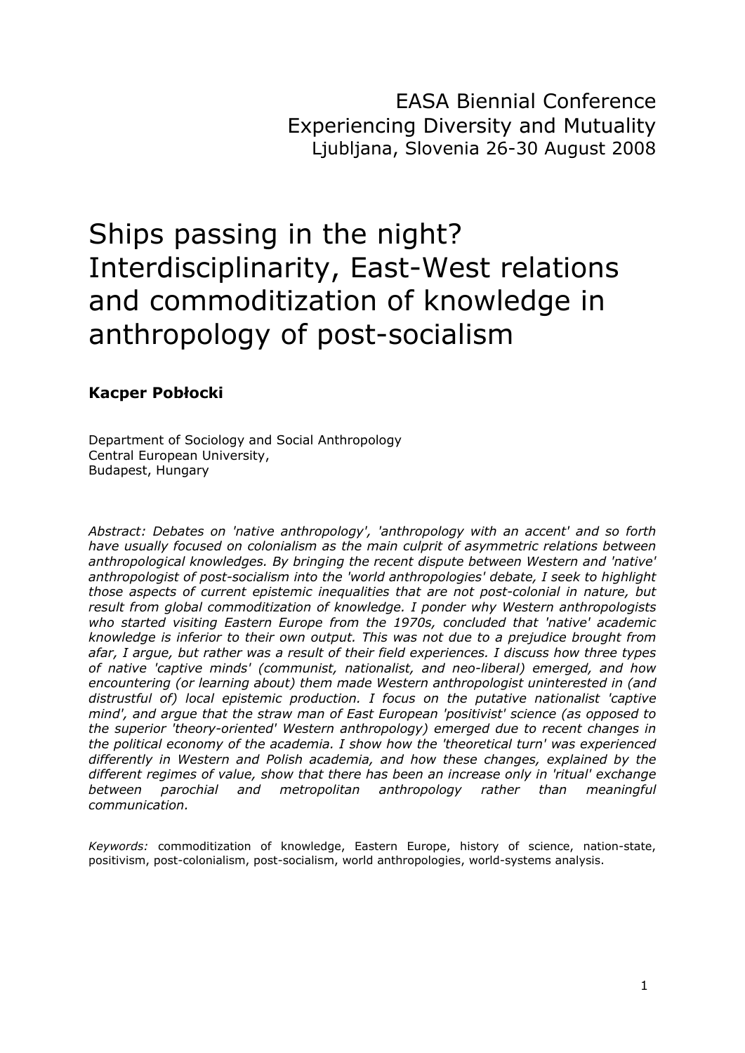EASA Biennial Conference
Experiencing Diversity and Mutuality
Ljubljana, Slovenia 26-30 August 2008

# Ships passing in the night? Interdisciplinarity, East-West relations and commoditization of knowledge in anthropology of post-socialism

**Kacper Pobłocki**

Department of Sociology and Social Anthropology
Central European University,
Budapest, Hungary

*Abstract: Debates on 'native anthropology', 'anthropology with an accent' and so forth have usually focused on colonialism as the main culprit of asymmetric relations between anthropological knowledges. By bringing the recent dispute between Western and 'native' anthropologist of post-socialism into the 'world anthropologies' debate, I seek to highlight those aspects of current epistemic inequalities that are not post-colonial in nature, but result from global commoditization of knowledge. I ponder why Western anthropologists who started visiting Eastern Europe from the 1970s, concluded that 'native' academic knowledge is inferior to their own output. This was not due to a prejudice brought from afar, I argue, but rather was a result of their field experiences. I discuss how three types of native 'captive minds' (communist, nationalist, and neo-liberal) emerged, and how encountering (or learning about) them made Western anthropologist uninterested in (and distrustful of) local epistemic production. I focus on the putative nationalist 'captive mind', and argue that the straw man of East European 'positivist' science (as opposed to the superior 'theory-oriented' Western anthropology) emerged due to recent changes in the political economy of the academia. I show how the 'theoretical turn' was experienced differently in Western and Polish academia, and how these changes, explained by the different regimes of value, show that there has been an increase only in 'ritual' exchange between parochial and metropolitan anthropology rather than meaningful communication.*

*Keywords:* commoditization of knowledge, Eastern Europe, history of science, nation-state, positivism, post-colonialism, post-socialism, world anthropologies, world-systems analysis.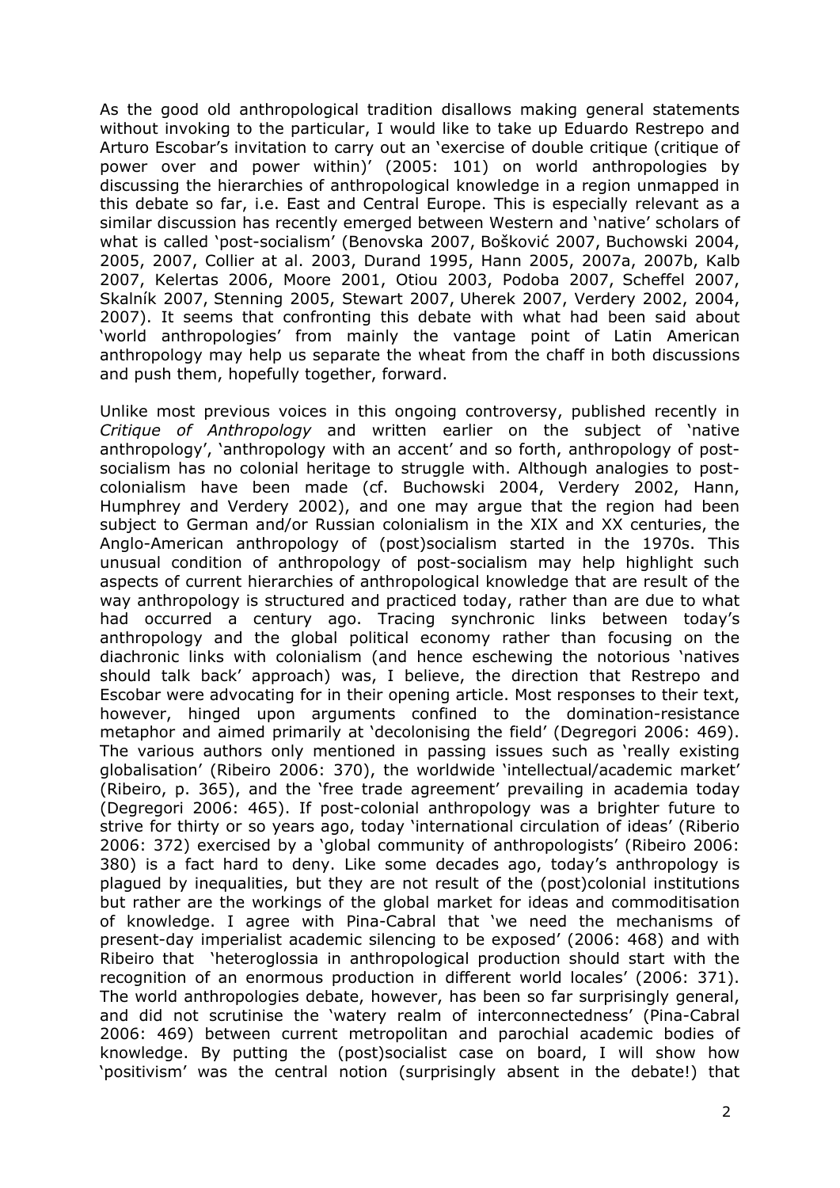As the good old anthropological tradition disallows making general statements without invoking to the particular, I would like to take up Eduardo Restrepo and Arturo Escobar's invitation to carry out an 'exercise of double critique (critique of power over and power within)' (2005: 101) on world anthropologies by discussing the hierarchies of anthropological knowledge in a region unmapped in this debate so far, i.e. East and Central Europe. This is especially relevant as a similar discussion has recently emerged between Western and 'native' scholars of what is called 'post-socialism' (Benovska 2007, Bošković 2007, Buchowski 2004, 2005, 2007, Collier at al. 2003, Durand 1995, Hann 2005, 2007a, 2007b, Kalb 2007, Kelertas 2006, Moore 2001, Otiou 2003, Podoba 2007, Scheffel 2007, Skalník 2007, Stenning 2005, Stewart 2007, Uherek 2007, Verdery 2002, 2004, 2007). It seems that confronting this debate with what had been said about 'world anthropologies' from mainly the vantage point of Latin American anthropology may help us separate the wheat from the chaff in both discussions and push them, hopefully together, forward.

Unlike most previous voices in this ongoing controversy, published recently in *Critique of Anthropology* and written earlier on the subject of 'native anthropology', 'anthropology with an accent' and so forth, anthropology of post-socialism has no colonial heritage to struggle with. Although analogies to post-colonialism have been made (cf. Buchowski 2004, Verdery 2002, Hann, Humphrey and Verdery 2002), and one may argue that the region had been subject to German and/or Russian colonialism in the XIX and XX centuries, the Anglo-American anthropology of (post)socialism started in the 1970s. This unusual condition of anthropology of post-socialism may help highlight such aspects of current hierarchies of anthropological knowledge that are result of the way anthropology is structured and practiced today, rather than are due to what had occurred a century ago. Tracing synchronic links between today's anthropology and the global political economy rather than focusing on the diachronic links with colonialism (and hence eschewing the notorious 'natives should talk back' approach) was, I believe, the direction that Restrepo and Escobar were advocating for in their opening article. Most responses to their text, however, hinged upon arguments confined to the domination-resistance metaphor and aimed primarily at 'decolonising the field' (Degregori 2006: 469). The various authors only mentioned in passing issues such as 'really existing globalisation' (Ribeiro 2006: 370), the worldwide 'intellectual/academic market' (Ribeiro, p. 365), and the 'free trade agreement' prevailing in academia today (Degregori 2006: 465). If post-colonial anthropology was a brighter future to strive for thirty or so years ago, today 'international circulation of ideas' (Riberio 2006: 372) exercised by a 'global community of anthropologists' (Ribeiro 2006: 380) is a fact hard to deny. Like some decades ago, today's anthropology is plagued by inequalities, but they are not result of the (post)colonial institutions but rather are the workings of the global market for ideas and commoditisation of knowledge. I agree with Pina-Cabral that 'we need the mechanisms of present-day imperialist academic silencing to be exposed' (2006: 468) and with Ribeiro that 'heteroglossia in anthropological production should start with the recognition of an enormous production in different world locales' (2006: 371). The world anthropologies debate, however, has been so far surprisingly general, and did not scrutinise the 'watery realm of interconnectedness' (Pina-Cabral 2006: 469) between current metropolitan and parochial academic bodies of knowledge. By putting the (post)socialist case on board, I will show how 'positivism' was the central notion (surprisingly absent in the debate!) that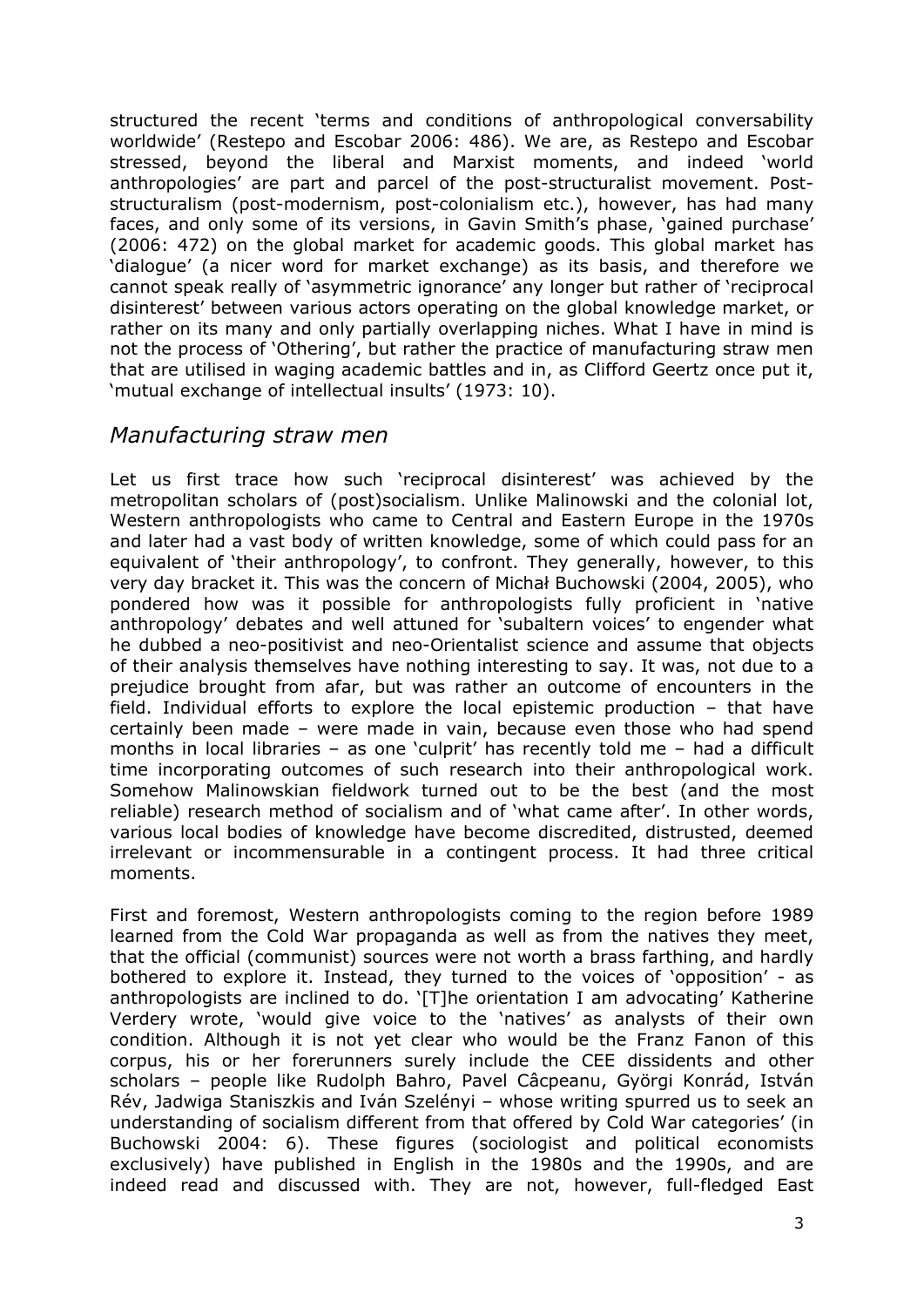structured the recent 'terms and conditions of anthropological conversability worldwide' (Restepo and Escobar 2006: 486). We are, as Restepo and Escobar stressed, beyond the liberal and Marxist moments, and indeed 'world anthropologies' are part and parcel of the post-structuralist movement. Post-structuralism (post-modernism, post-colonialism etc.), however, has had many faces, and only some of its versions, in Gavin Smith's phase, 'gained purchase' (2006: 472) on the global market for academic goods. This global market has 'dialogue' (a nicer word for market exchange) as its basis, and therefore we cannot speak really of 'asymmetric ignorance' any longer but rather of 'reciprocal disinterest' between various actors operating on the global knowledge market, or rather on its many and only partially overlapping niches. What I have in mind is not the process of 'Othering', but rather the practice of manufacturing straw men that are utilised in waging academic battles and in, as Clifford Geertz once put it, 'mutual exchange of intellectual insults' (1973: 10).

## *Manufacturing straw men*

Let us first trace how such 'reciprocal disinterest' was achieved by the metropolitan scholars of (post)socialism. Unlike Malinowski and the colonial lot, Western anthropologists who came to Central and Eastern Europe in the 1970s and later had a vast body of written knowledge, some of which could pass for an equivalent of 'their anthropology', to confront. They generally, however, to this very day bracket it. This was the concern of Michał Buchowski (2004, 2005), who pondered how was it possible for anthropologists fully proficient in 'native anthropology' debates and well attuned for 'subaltern voices' to engender what he dubbed a neo-positivist and neo-Orientalist science and assume that objects of their analysis themselves have nothing interesting to say. It was, not due to a prejudice brought from afar, but was rather an outcome of encounters in the field. Individual efforts to explore the local epistemic production – that have certainly been made – were made in vain, because even those who had spend months in local libraries – as one 'culprit' has recently told me – had a difficult time incorporating outcomes of such research into their anthropological work. Somehow Malinowskian fieldwork turned out to be the best (and the most reliable) research method of socialism and of 'what came after'. In other words, various local bodies of knowledge have become discredited, distrusted, deemed irrelevant or incommensurable in a contingent process. It had three critical moments.

First and foremost, Western anthropologists coming to the region before 1989 learned from the Cold War propaganda as well as from the natives they meet, that the official (communist) sources were not worth a brass farthing, and hardly bothered to explore it. Instead, they turned to the voices of 'opposition' - as anthropologists are inclined to do. '[T]he orientation I am advocating' Katherine Verdery wrote, 'would give voice to the 'natives' as analysts of their own condition. Although it is not yet clear who would be the Franz Fanon of this corpus, his or her forerunners surely include the CEE dissidents and other scholars – people like Rudolph Bahro, Pavel Câcpeanu, Györgi Konrád, István Rév, Jadwiga Staniszkis and Iván Szelényi – whose writing spurred us to seek an understanding of socialism different from that offered by Cold War categories' (in Buchowski 2004: 6). These figures (sociologist and political economists exclusively) have published in English in the 1980s and the 1990s, and are indeed read and discussed with. They are not, however, full-fledged East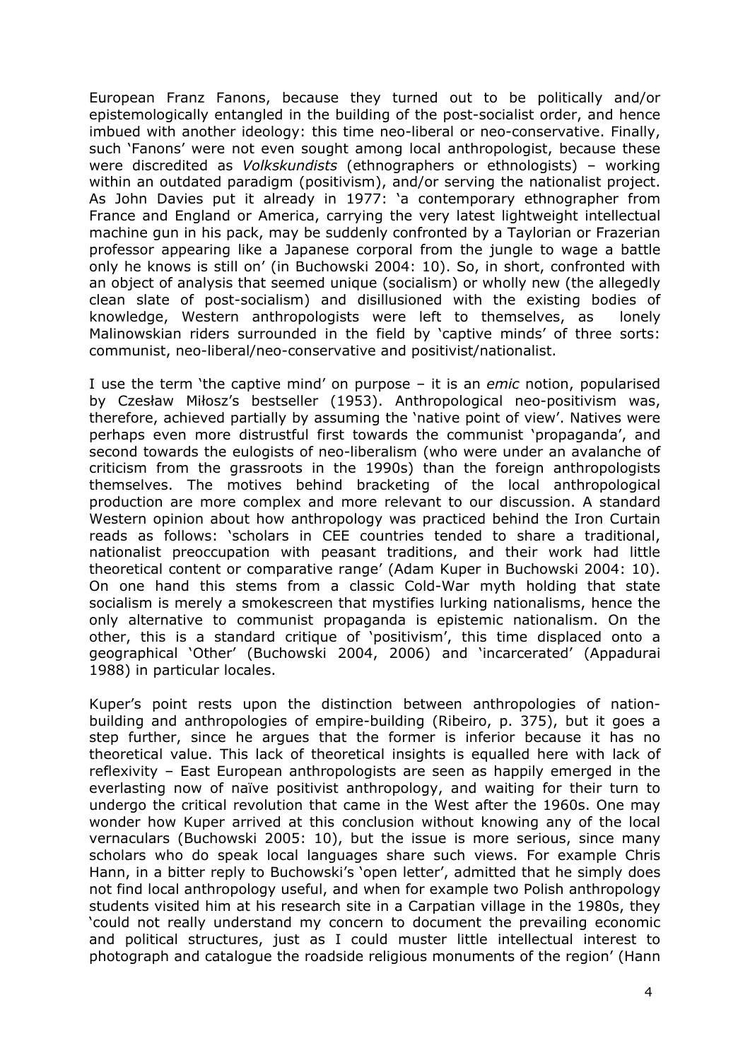European Franz Fanons, because they turned out to be politically and/or epistemologically entangled in the building of the post-socialist order, and hence imbued with another ideology: this time neo-liberal or neo-conservative. Finally, such 'Fanons' were not even sought among local anthropologist, because these were discredited as *Volkskundists* (ethnographers or ethnologists) – working within an outdated paradigm (positivism), and/or serving the nationalist project. As John Davies put it already in 1977: 'a contemporary ethnographer from France and England or America, carrying the very latest lightweight intellectual machine gun in his pack, may be suddenly confronted by a Taylorian or Frazerian professor appearing like a Japanese corporal from the jungle to wage a battle only he knows is still on' (in Buchowski 2004: 10). So, in short, confronted with an object of analysis that seemed unique (socialism) or wholly new (the allegedly clean slate of post-socialism) and disillusioned with the existing bodies of knowledge, Western anthropologists were left to themselves, as lonely Malinowskian riders surrounded in the field by 'captive minds' of three sorts: communist, neo-liberal/neo-conservative and positivist/nationalist.

I use the term 'the captive mind' on purpose – it is an *emic* notion, popularised by Czesław Miłosz's bestseller (1953). Anthropological neo-positivism was, therefore, achieved partially by assuming the 'native point of view'. Natives were perhaps even more distrustful first towards the communist 'propaganda', and second towards the eulogists of neo-liberalism (who were under an avalanche of criticism from the grassroots in the 1990s) than the foreign anthropologists themselves. The motives behind bracketing of the local anthropological production are more complex and more relevant to our discussion. A standard Western opinion about how anthropology was practiced behind the Iron Curtain reads as follows: 'scholars in CEE countries tended to share a traditional, nationalist preoccupation with peasant traditions, and their work had little theoretical content or comparative range' (Adam Kuper in Buchowski 2004: 10). On one hand this stems from a classic Cold-War myth holding that state socialism is merely a smokescreen that mystifies lurking nationalisms, hence the only alternative to communist propaganda is epistemic nationalism. On the other, this is a standard critique of 'positivism', this time displaced onto a geographical 'Other' (Buchowski 2004, 2006) and 'incarcerated' (Appadurai 1988) in particular locales.

Kuper's point rests upon the distinction between anthropologies of nation-building and anthropologies of empire-building (Ribeiro, p. 375), but it goes a step further, since he argues that the former is inferior because it has no theoretical value. This lack of theoretical insights is equalled here with lack of reflexivity – East European anthropologists are seen as happily emerged in the everlasting now of naïve positivist anthropology, and waiting for their turn to undergo the critical revolution that came in the West after the 1960s. One may wonder how Kuper arrived at this conclusion without knowing any of the local vernaculars (Buchowski 2005: 10), but the issue is more serious, since many scholars who do speak local languages share such views. For example Chris Hann, in a bitter reply to Buchowski's 'open letter', admitted that he simply does not find local anthropology useful, and when for example two Polish anthropology students visited him at his research site in a Carpatian village in the 1980s, they 'could not really understand my concern to document the prevailing economic and political structures, just as I could muster little intellectual interest to photograph and catalogue the roadside religious monuments of the region' (Hann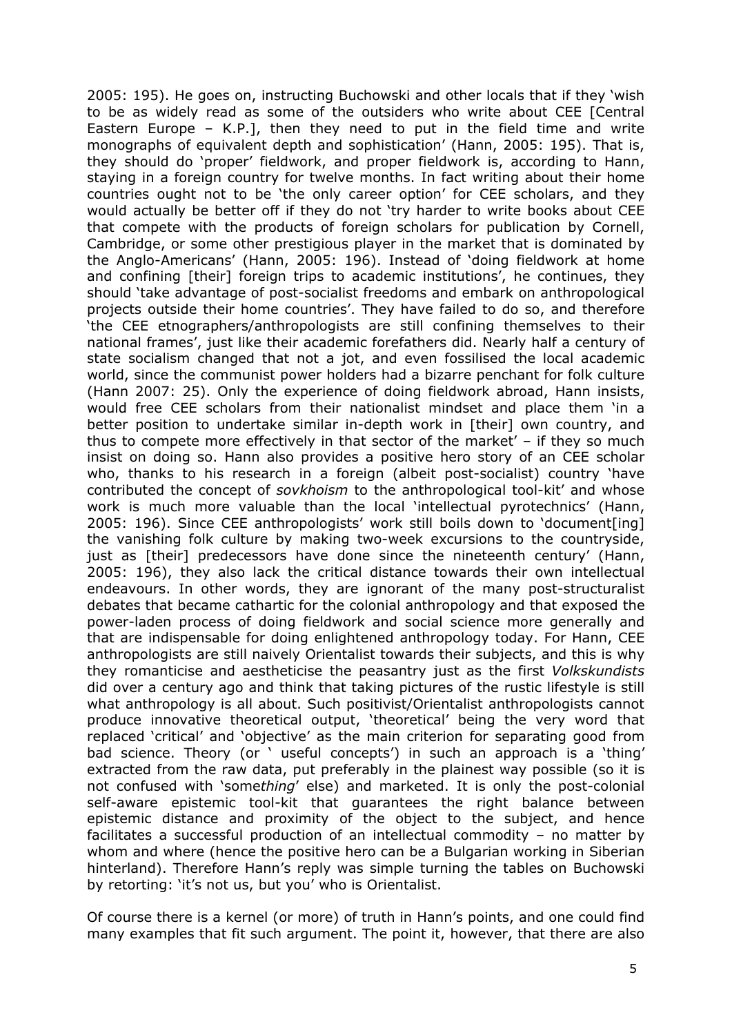2005: 195). He goes on, instructing Buchowski and other locals that if they 'wish to be as widely read as some of the outsiders who write about CEE [Central Eastern Europe – K.P.], then they need to put in the field time and write monographs of equivalent depth and sophistication' (Hann, 2005: 195). That is, they should do 'proper' fieldwork, and proper fieldwork is, according to Hann, staying in a foreign country for twelve months. In fact writing about their home countries ought not to be 'the only career option' for CEE scholars, and they would actually be better off if they do not 'try harder to write books about CEE that compete with the products of foreign scholars for publication by Cornell, Cambridge, or some other prestigious player in the market that is dominated by the Anglo-Americans' (Hann, 2005: 196). Instead of 'doing fieldwork at home and confining [their] foreign trips to academic institutions', he continues, they should 'take advantage of post-socialist freedoms and embark on anthropological projects outside their home countries'. They have failed to do so, and therefore 'the CEE etnographers/anthropologists are still confining themselves to their national frames', just like their academic forefathers did. Nearly half a century of state socialism changed that not a jot, and even fossilised the local academic world, since the communist power holders had a bizarre penchant for folk culture (Hann 2007: 25). Only the experience of doing fieldwork abroad, Hann insists, would free CEE scholars from their nationalist mindset and place them 'in a better position to undertake similar in-depth work in [their] own country, and thus to compete more effectively in that sector of the market' – if they so much insist on doing so. Hann also provides a positive hero story of an CEE scholar who, thanks to his research in a foreign (albeit post-socialist) country 'have contributed the concept of *sovkhoism* to the anthropological tool-kit' and whose work is much more valuable than the local 'intellectual pyrotechnics' (Hann, 2005: 196). Since CEE anthropologists' work still boils down to 'document[ing] the vanishing folk culture by making two-week excursions to the countryside, just as [their] predecessors have done since the nineteenth century' (Hann, 2005: 196), they also lack the critical distance towards their own intellectual endeavours. In other words, they are ignorant of the many post-structuralist debates that became cathartic for the colonial anthropology and that exposed the power-laden process of doing fieldwork and social science more generally and that are indispensable for doing enlightened anthropology today. For Hann, CEE anthropologists are still naively Orientalist towards their subjects, and this is why they romanticise and aestheticise the peasantry just as the first *Volkskundists* did over a century ago and think that taking pictures of the rustic lifestyle is still what anthropology is all about. Such positivist/Orientalist anthropologists cannot produce innovative theoretical output, 'theoretical' being the very word that replaced 'critical' and 'objective' as the main criterion for separating good from bad science. Theory (or ' useful concepts') in such an approach is a 'thing' extracted from the raw data, put preferably in the plainest way possible (so it is not confused with 'some*thing*' else) and marketed. It is only the post-colonial self-aware epistemic tool-kit that guarantees the right balance between epistemic distance and proximity of the object to the subject, and hence facilitates a successful production of an intellectual commodity – no matter by whom and where (hence the positive hero can be a Bulgarian working in Siberian hinterland). Therefore Hann's reply was simple turning the tables on Buchowski by retorting: 'it's not us, but you' who is Orientalist.

Of course there is a kernel (or more) of truth in Hann's points, and one could find many examples that fit such argument. The point it, however, that there are also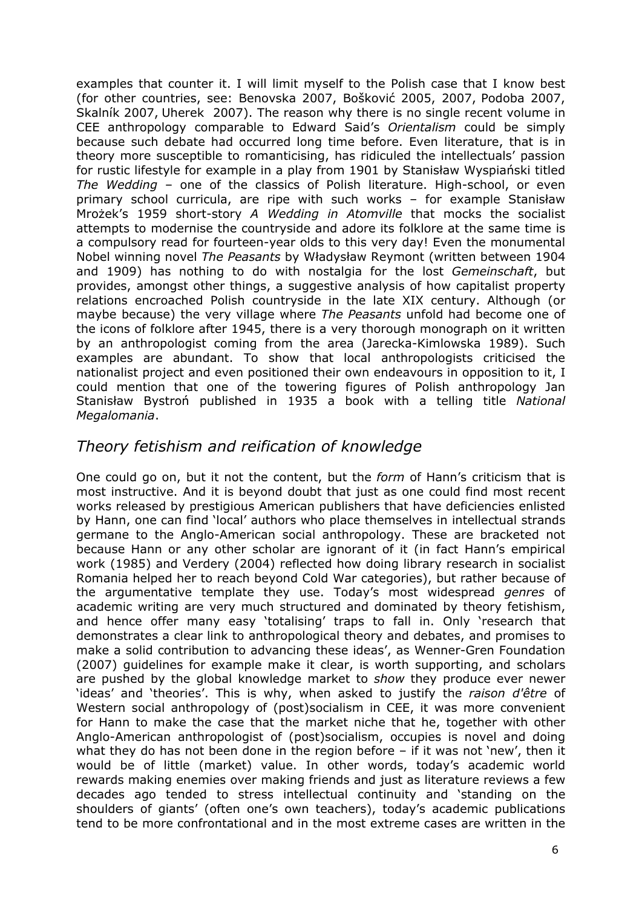examples that counter it. I will limit myself to the Polish case that I know best (for other countries, see: Benovska 2007, Bošković 2005, 2007, Podoba 2007, Skalník 2007, Uherek 2007). The reason why there is no single recent volume in CEE anthropology comparable to Edward Said's *Orientalism* could be simply because such debate had occurred long time before. Even literature, that is in theory more susceptible to romanticising, has ridiculed the intellectuals' passion for rustic lifestyle for example in a play from 1901 by Stanisław Wyspiański titled *The Wedding* – one of the classics of Polish literature. High-school, or even primary school curricula, are ripe with such works – for example Stanisław Mrożek's 1959 short-story *A Wedding in Atomville* that mocks the socialist attempts to modernise the countryside and adore its folklore at the same time is a compulsory read for fourteen-year olds to this very day! Even the monumental Nobel winning novel *The Peasants* by Władysław Reymont (written between 1904 and 1909) has nothing to do with nostalgia for the lost *Gemeinschaft*, but provides, amongst other things, a suggestive analysis of how capitalist property relations encroached Polish countryside in the late XIX century. Although (or maybe because) the very village where *The Peasants* unfold had become one of the icons of folklore after 1945, there is a very thorough monograph on it written by an anthropologist coming from the area (Jarecka-Kimlowska 1989). Such examples are abundant. To show that local anthropologists criticised the nationalist project and even positioned their own endeavours in opposition to it, I could mention that one of the towering figures of Polish anthropology Jan Stanisław Bystroń published in 1935 a book with a telling title *National Megalomania*.

## *Theory fetishism and reification of knowledge*

One could go on, but it not the content, but the *form* of Hann's criticism that is most instructive. And it is beyond doubt that just as one could find most recent works released by prestigious American publishers that have deficiencies enlisted by Hann, one can find 'local' authors who place themselves in intellectual strands germane to the Anglo-American social anthropology. These are bracketed not because Hann or any other scholar are ignorant of it (in fact Hann's empirical work (1985) and Verdery (2004) reflected how doing library research in socialist Romania helped her to reach beyond Cold War categories), but rather because of the argumentative template they use. Today's most widespread *genres* of academic writing are very much structured and dominated by theory fetishism, and hence offer many easy 'totalising' traps to fall in. Only 'research that demonstrates a clear link to anthropological theory and debates, and promises to make a solid contribution to advancing these ideas', as Wenner-Gren Foundation (2007) guidelines for example make it clear, is worth supporting, and scholars are pushed by the global knowledge market to *show* they produce ever newer 'ideas' and 'theories'. This is why, when asked to justify the *raison d'être* of Western social anthropology of (post)socialism in CEE, it was more convenient for Hann to make the case that the market niche that he, together with other Anglo-American anthropologist of (post)socialism, occupies is novel and doing what they do has not been done in the region before – if it was not 'new', then it would be of little (market) value. In other words, today's academic world rewards making enemies over making friends and just as literature reviews a few decades ago tended to stress intellectual continuity and 'standing on the shoulders of giants' (often one's own teachers), today's academic publications tend to be more confrontational and in the most extreme cases are written in the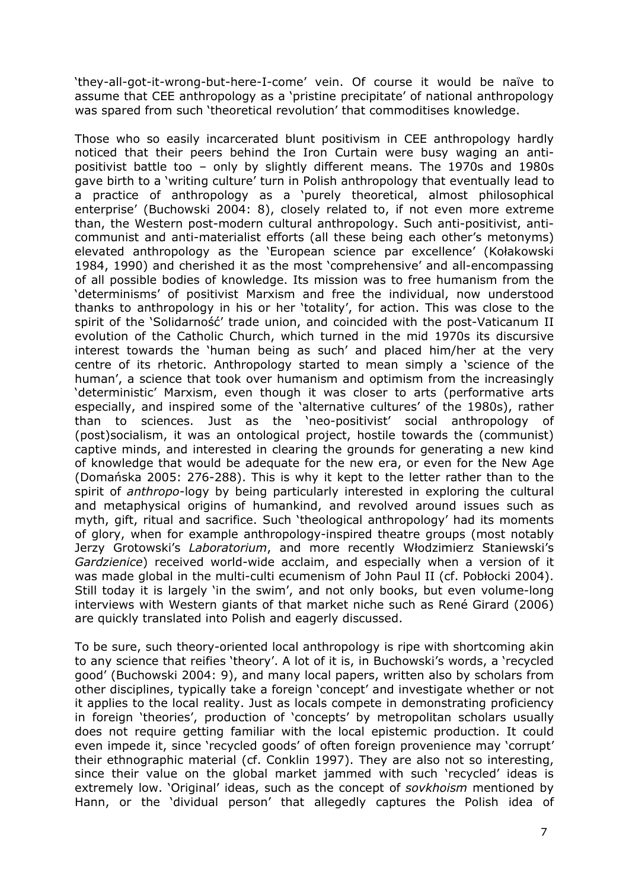'they-all-got-it-wrong-but-here-I-come' vein. Of course it would be naïve to assume that CEE anthropology as a 'pristine precipitate' of national anthropology was spared from such 'theoretical revolution' that commoditises knowledge.

Those who so easily incarcerated blunt positivism in CEE anthropology hardly noticed that their peers behind the Iron Curtain were busy waging an anti-positivist battle too – only by slightly different means. The 1970s and 1980s gave birth to a 'writing culture' turn in Polish anthropology that eventually lead to a practice of anthropology as a 'purely theoretical, almost philosophical enterprise' (Buchowski 2004: 8), closely related to, if not even more extreme than, the Western post-modern cultural anthropology. Such anti-positivist, anti-communist and anti-materialist efforts (all these being each other's metonyms) elevated anthropology as the 'European science par excellence' (Kołakowski 1984, 1990) and cherished it as the most 'comprehensive' and all-encompassing of all possible bodies of knowledge. Its mission was to free humanism from the 'determinisms' of positivist Marxism and free the individual, now understood thanks to anthropology in his or her 'totality', for action. This was close to the spirit of the 'Solidarność' trade union, and coincided with the post-Vaticanum II evolution of the Catholic Church, which turned in the mid 1970s its discursive interest towards the 'human being as such' and placed him/her at the very centre of its rhetoric. Anthropology started to mean simply a 'science of the human', a science that took over humanism and optimism from the increasingly 'deterministic' Marxism, even though it was closer to arts (performative arts especially, and inspired some of the 'alternative cultures' of the 1980s), rather than to sciences. Just as the 'neo-positivist' social anthropology of (post)socialism, it was an ontological project, hostile towards the (communist) captive minds, and interested in clearing the grounds for generating a new kind of knowledge that would be adequate for the new era, or even for the New Age (Domańska 2005: 276-288). This is why it kept to the letter rather than to the spirit of *anthropo*-logy by being particularly interested in exploring the cultural and metaphysical origins of humankind, and revolved around issues such as myth, gift, ritual and sacrifice. Such 'theological anthropology' had its moments of glory, when for example anthropology-inspired theatre groups (most notably Jerzy Grotowski's *Laboratorium*, and more recently Włodzimierz Staniewski's *Gardzienice*) received world-wide acclaim, and especially when a version of it was made global in the multi-culti ecumenism of John Paul II (cf. Pobłocki 2004). Still today it is largely 'in the swim', and not only books, but even volume-long interviews with Western giants of that market niche such as René Girard (2006) are quickly translated into Polish and eagerly discussed.

To be sure, such theory-oriented local anthropology is ripe with shortcoming akin to any science that reifies 'theory'. A lot of it is, in Buchowski's words, a 'recycled good' (Buchowski 2004: 9), and many local papers, written also by scholars from other disciplines, typically take a foreign 'concept' and investigate whether or not it applies to the local reality. Just as locals compete in demonstrating proficiency in foreign 'theories', production of 'concepts' by metropolitan scholars usually does not require getting familiar with the local epistemic production. It could even impede it, since 'recycled goods' of often foreign provenience may 'corrupt' their ethnographic material (cf. Conklin 1997). They are also not so interesting, since their value on the global market jammed with such 'recycled' ideas is extremely low. 'Original' ideas, such as the concept of *sovkhoism* mentioned by Hann, or the 'dividual person' that allegedly captures the Polish idea of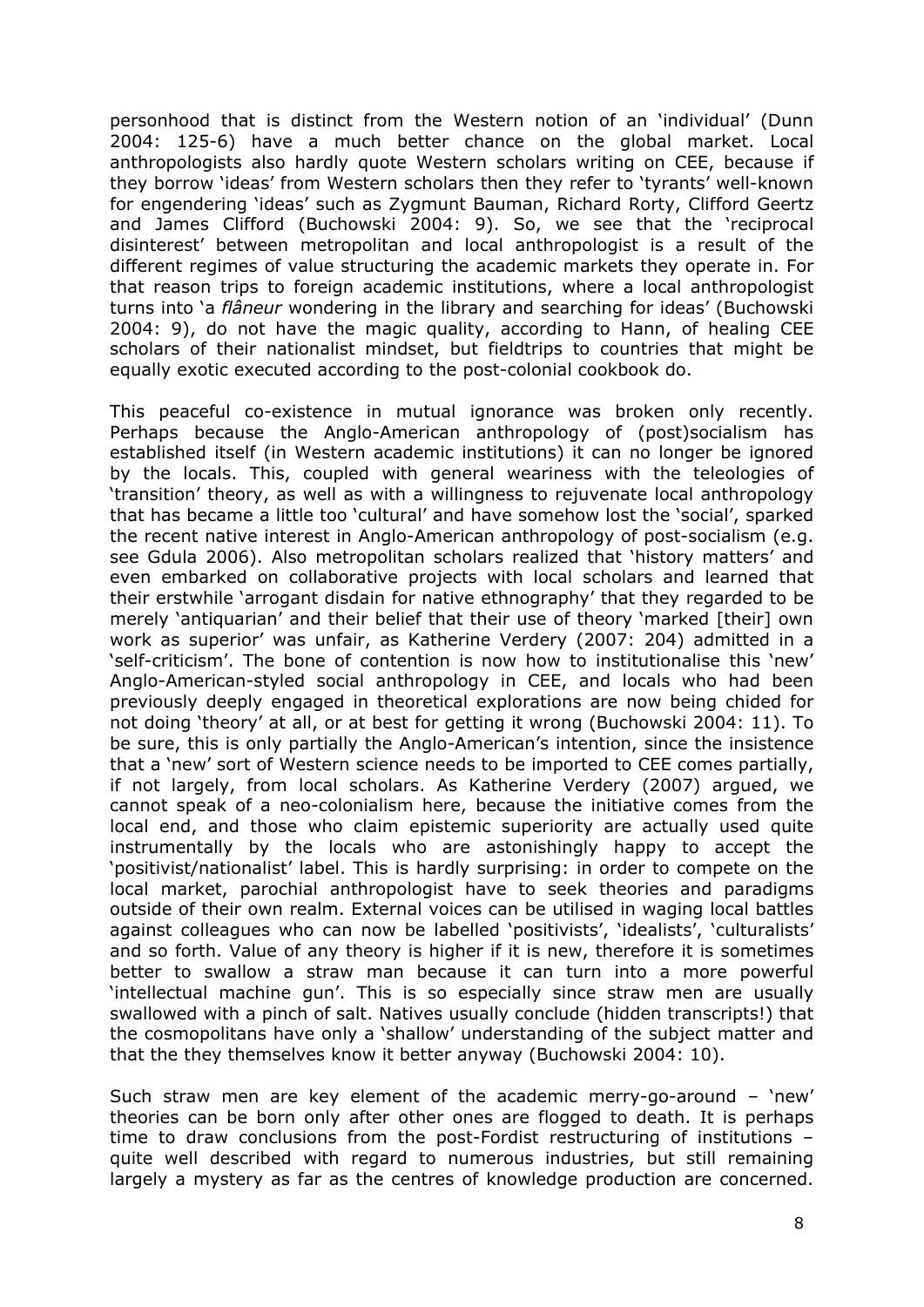personhood that is distinct from the Western notion of an 'individual' (Dunn 2004: 125-6) have a much better chance on the global market. Local anthropologists also hardly quote Western scholars writing on CEE, because if they borrow 'ideas' from Western scholars then they refer to 'tyrants' well-known for engendering 'ideas' such as Zygmunt Bauman, Richard Rorty, Clifford Geertz and James Clifford (Buchowski 2004: 9). So, we see that the 'reciprocal disinterest' between metropolitan and local anthropologist is a result of the different regimes of value structuring the academic markets they operate in. For that reason trips to foreign academic institutions, where a local anthropologist turns into 'a *flâneur* wondering in the library and searching for ideas' (Buchowski 2004: 9), do not have the magic quality, according to Hann, of healing CEE scholars of their nationalist mindset, but fieldtrips to countries that might be equally exotic executed according to the post-colonial cookbook do.

This peaceful co-existence in mutual ignorance was broken only recently. Perhaps because the Anglo-American anthropology of (post)socialism has established itself (in Western academic institutions) it can no longer be ignored by the locals. This, coupled with general weariness with the teleologies of 'transition' theory, as well as with a willingness to rejuvenate local anthropology that has became a little too 'cultural' and have somehow lost the 'social', sparked the recent native interest in Anglo-American anthropology of post-socialism (e.g. see Gdula 2006). Also metropolitan scholars realized that 'history matters' and even embarked on collaborative projects with local scholars and learned that their erstwhile 'arrogant disdain for native ethnography' that they regarded to be merely 'antiquarian' and their belief that their use of theory 'marked [their] own work as superior' was unfair, as Katherine Verdery (2007: 204) admitted in a 'self-criticism'. The bone of contention is now how to institutionalise this 'new' Anglo-American-styled social anthropology in CEE, and locals who had been previously deeply engaged in theoretical explorations are now being chided for not doing 'theory' at all, or at best for getting it wrong (Buchowski 2004: 11). To be sure, this is only partially the Anglo-American's intention, since the insistence that a 'new' sort of Western science needs to be imported to CEE comes partially, if not largely, from local scholars. As Katherine Verdery (2007) argued, we cannot speak of a neo-colonialism here, because the initiative comes from the local end, and those who claim epistemic superiority are actually used quite instrumentally by the locals who are astonishingly happy to accept the 'positivist/nationalist' label. This is hardly surprising: in order to compete on the local market, parochial anthropologist have to seek theories and paradigms outside of their own realm. External voices can be utilised in waging local battles against colleagues who can now be labelled 'positivists', 'idealists', 'culturalists' and so forth. Value of any theory is higher if it is new, therefore it is sometimes better to swallow a straw man because it can turn into a more powerful 'intellectual machine gun'. This is so especially since straw men are usually swallowed with a pinch of salt. Natives usually conclude (hidden transcripts!) that the cosmopolitans have only a 'shallow' understanding of the subject matter and that the they themselves know it better anyway (Buchowski 2004: 10).

Such straw men are key element of the academic merry-go-around – 'new' theories can be born only after other ones are flogged to death. It is perhaps time to draw conclusions from the post-Fordist restructuring of institutions – quite well described with regard to numerous industries, but still remaining largely a mystery as far as the centres of knowledge production are concerned.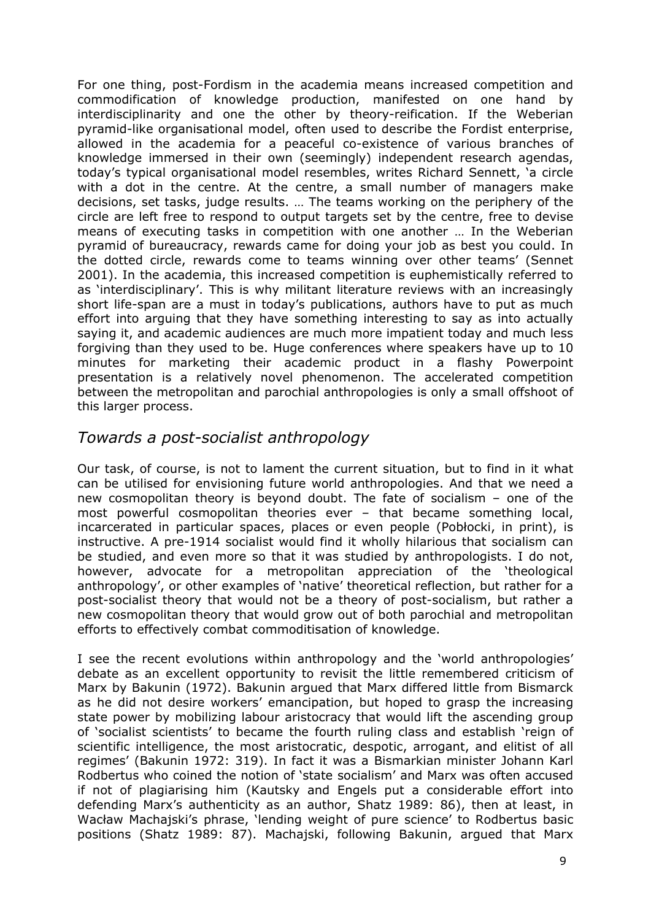For one thing, post-Fordism in the academia means increased competition and commodification of knowledge production, manifested on one hand by interdisciplinarity and one the other by theory-reification. If the Weberian pyramid-like organisational model, often used to describe the Fordist enterprise, allowed in the academia for a peaceful co-existence of various branches of knowledge immersed in their own (seemingly) independent research agendas, today's typical organisational model resembles, writes Richard Sennett, 'a circle with a dot in the centre. At the centre, a small number of managers make decisions, set tasks, judge results. … The teams working on the periphery of the circle are left free to respond to output targets set by the centre, free to devise means of executing tasks in competition with one another … In the Weberian pyramid of bureaucracy, rewards came for doing your job as best you could. In the dotted circle, rewards come to teams winning over other teams' (Sennet 2001). In the academia, this increased competition is euphemistically referred to as 'interdisciplinary'. This is why militant literature reviews with an increasingly short life-span are a must in today's publications, authors have to put as much effort into arguing that they have something interesting to say as into actually saying it, and academic audiences are much more impatient today and much less forgiving than they used to be. Huge conferences where speakers have up to 10 minutes for marketing their academic product in a flashy Powerpoint presentation is a relatively novel phenomenon. The accelerated competition between the metropolitan and parochial anthropologies is only a small offshoot of this larger process.

## *Towards a post-socialist anthropology*

Our task, of course, is not to lament the current situation, but to find in it what can be utilised for envisioning future world anthropologies. And that we need a new cosmopolitan theory is beyond doubt. The fate of socialism – one of the most powerful cosmopolitan theories ever – that became something local, incarcerated in particular spaces, places or even people (Pobłocki, in print), is instructive. A pre-1914 socialist would find it wholly hilarious that socialism can be studied, and even more so that it was studied by anthropologists. I do not, however, advocate for a metropolitan appreciation of the 'theological anthropology', or other examples of 'native' theoretical reflection, but rather for a post-socialist theory that would not be a theory of post-socialism, but rather a new cosmopolitan theory that would grow out of both parochial and metropolitan efforts to effectively combat commoditisation of knowledge.

I see the recent evolutions within anthropology and the 'world anthropologies' debate as an excellent opportunity to revisit the little remembered criticism of Marx by Bakunin (1972). Bakunin argued that Marx differed little from Bismarck as he did not desire workers' emancipation, but hoped to grasp the increasing state power by mobilizing labour aristocracy that would lift the ascending group of 'socialist scientists' to became the fourth ruling class and establish 'reign of scientific intelligence, the most aristocratic, despotic, arrogant, and elitist of all regimes' (Bakunin 1972: 319). In fact it was a Bismarkian minister Johann Karl Rodbertus who coined the notion of 'state socialism' and Marx was often accused if not of plagiarising him (Kautsky and Engels put a considerable effort into defending Marx's authenticity as an author, Shatz 1989: 86), then at least, in Wacław Machajski's phrase, 'lending weight of pure science' to Rodbertus basic positions (Shatz 1989: 87). Machajski, following Bakunin, argued that Marx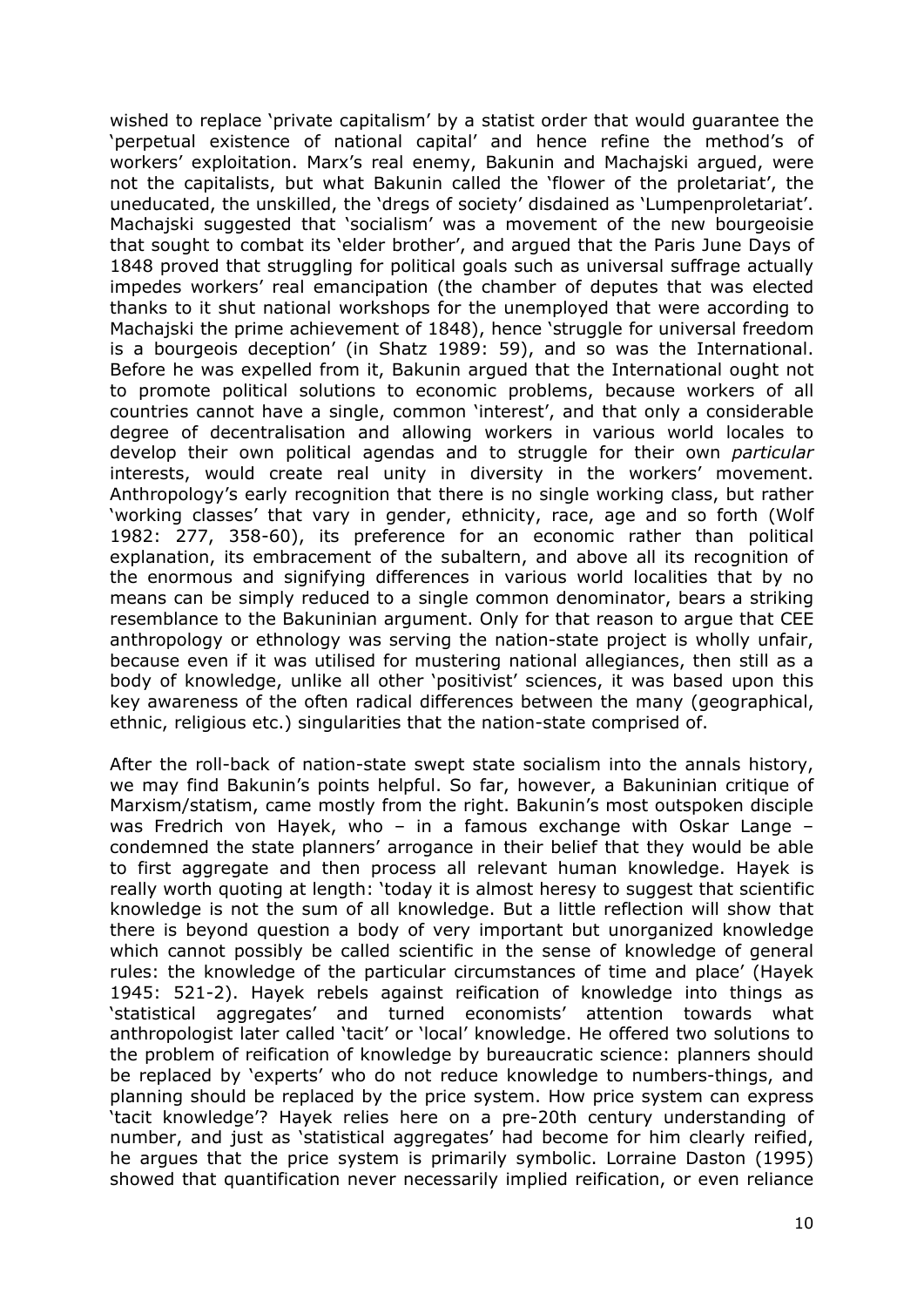wished to replace 'private capitalism' by a statist order that would guarantee the 'perpetual existence of national capital' and hence refine the method's of workers' exploitation. Marx's real enemy, Bakunin and Machajski argued, were not the capitalists, but what Bakunin called the 'flower of the proletariat', the uneducated, the unskilled, the 'dregs of society' disdained as 'Lumpenproletariat'. Machajski suggested that 'socialism' was a movement of the new bourgeoisie that sought to combat its 'elder brother', and argued that the Paris June Days of 1848 proved that struggling for political goals such as universal suffrage actually impedes workers' real emancipation (the chamber of deputes that was elected thanks to it shut national workshops for the unemployed that were according to Machajski the prime achievement of 1848), hence 'struggle for universal freedom is a bourgeois deception' (in Shatz 1989: 59), and so was the International. Before he was expelled from it, Bakunin argued that the International ought not to promote political solutions to economic problems, because workers of all countries cannot have a single, common 'interest', and that only a considerable degree of decentralisation and allowing workers in various world locales to develop their own political agendas and to struggle for their own *particular* interests, would create real unity in diversity in the workers' movement. Anthropology's early recognition that there is no single working class, but rather 'working classes' that vary in gender, ethnicity, race, age and so forth (Wolf 1982: 277, 358-60), its preference for an economic rather than political explanation, its embracement of the subaltern, and above all its recognition of the enormous and signifying differences in various world localities that by no means can be simply reduced to a single common denominator, bears a striking resemblance to the Bakuninian argument. Only for that reason to argue that CEE anthropology or ethnology was serving the nation-state project is wholly unfair, because even if it was utilised for mustering national allegiances, then still as a body of knowledge, unlike all other 'positivist' sciences, it was based upon this key awareness of the often radical differences between the many (geographical, ethnic, religious etc.) singularities that the nation-state comprised of.

After the roll-back of nation-state swept state socialism into the annals history, we may find Bakunin's points helpful. So far, however, a Bakuninian critique of Marxism/statism, came mostly from the right. Bakunin's most outspoken disciple was Fredrich von Hayek, who – in a famous exchange with Oskar Lange – condemned the state planners' arrogance in their belief that they would be able to first aggregate and then process all relevant human knowledge. Hayek is really worth quoting at length: 'today it is almost heresy to suggest that scientific knowledge is not the sum of all knowledge. But a little reflection will show that there is beyond question a body of very important but unorganized knowledge which cannot possibly be called scientific in the sense of knowledge of general rules: the knowledge of the particular circumstances of time and place' (Hayek 1945: 521-2). Hayek rebels against reification of knowledge into things as 'statistical aggregates' and turned economists' attention towards what anthropologist later called 'tacit' or 'local' knowledge. He offered two solutions to the problem of reification of knowledge by bureaucratic science: planners should be replaced by 'experts' who do not reduce knowledge to numbers-things, and planning should be replaced by the price system. How price system can express 'tacit knowledge'? Hayek relies here on a pre-20th century understanding of number, and just as 'statistical aggregates' had become for him clearly reified, he argues that the price system is primarily symbolic. Lorraine Daston (1995) showed that quantification never necessarily implied reification, or even reliance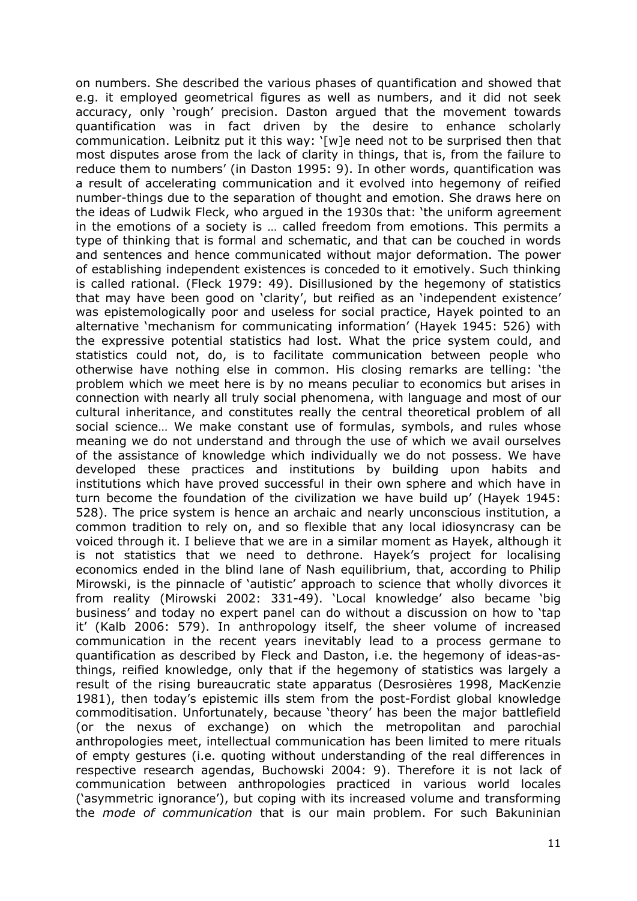on numbers. She described the various phases of quantification and showed that e.g. it employed geometrical figures as well as numbers, and it did not seek accuracy, only 'rough' precision. Daston argued that the movement towards quantification was in fact driven by the desire to enhance scholarly communication. Leibnitz put it this way: '[w]e need not to be surprised then that most disputes arose from the lack of clarity in things, that is, from the failure to reduce them to numbers' (in Daston 1995: 9). In other words, quantification was a result of accelerating communication and it evolved into hegemony of reified number-things due to the separation of thought and emotion. She draws here on the ideas of Ludwik Fleck, who argued in the 1930s that: 'the uniform agreement in the emotions of a society is … called freedom from emotions. This permits a type of thinking that is formal and schematic, and that can be couched in words and sentences and hence communicated without major deformation. The power of establishing independent existences is conceded to it emotively. Such thinking is called rational. (Fleck 1979: 49). Disillusioned by the hegemony of statistics that may have been good on 'clarity', but reified as an 'independent existence' was epistemologically poor and useless for social practice, Hayek pointed to an alternative 'mechanism for communicating information' (Hayek 1945: 526) with the expressive potential statistics had lost. What the price system could, and statistics could not, do, is to facilitate communication between people who otherwise have nothing else in common. His closing remarks are telling: 'the problem which we meet here is by no means peculiar to economics but arises in connection with nearly all truly social phenomena, with language and most of our cultural inheritance, and constitutes really the central theoretical problem of all social science… We make constant use of formulas, symbols, and rules whose meaning we do not understand and through the use of which we avail ourselves of the assistance of knowledge which individually we do not possess. We have developed these practices and institutions by building upon habits and institutions which have proved successful in their own sphere and which have in turn become the foundation of the civilization we have build up' (Hayek 1945: 528). The price system is hence an archaic and nearly unconscious institution, a common tradition to rely on, and so flexible that any local idiosyncrasy can be voiced through it. I believe that we are in a similar moment as Hayek, although it is not statistics that we need to dethrone. Hayek's project for localising economics ended in the blind lane of Nash equilibrium, that, according to Philip Mirowski, is the pinnacle of 'autistic' approach to science that wholly divorces it from reality (Mirowski 2002: 331-49). 'Local knowledge' also became 'big business' and today no expert panel can do without a discussion on how to 'tap it' (Kalb 2006: 579). In anthropology itself, the sheer volume of increased communication in the recent years inevitably lead to a process germane to quantification as described by Fleck and Daston, i.e. the hegemony of ideas-as-things, reified knowledge, only that if the hegemony of statistics was largely a result of the rising bureaucratic state apparatus (Desrosières 1998, MacKenzie 1981), then today's epistemic ills stem from the post-Fordist global knowledge commoditisation. Unfortunately, because 'theory' has been the major battlefield (or the nexus of exchange) on which the metropolitan and parochial anthropologies meet, intellectual communication has been limited to mere rituals of empty gestures (i.e. quoting without understanding of the real differences in respective research agendas, Buchowski 2004: 9). Therefore it is not lack of communication between anthropologies practiced in various world locales ('asymmetric ignorance'), but coping with its increased volume and transforming the *mode of communication* that is our main problem. For such Bakuninian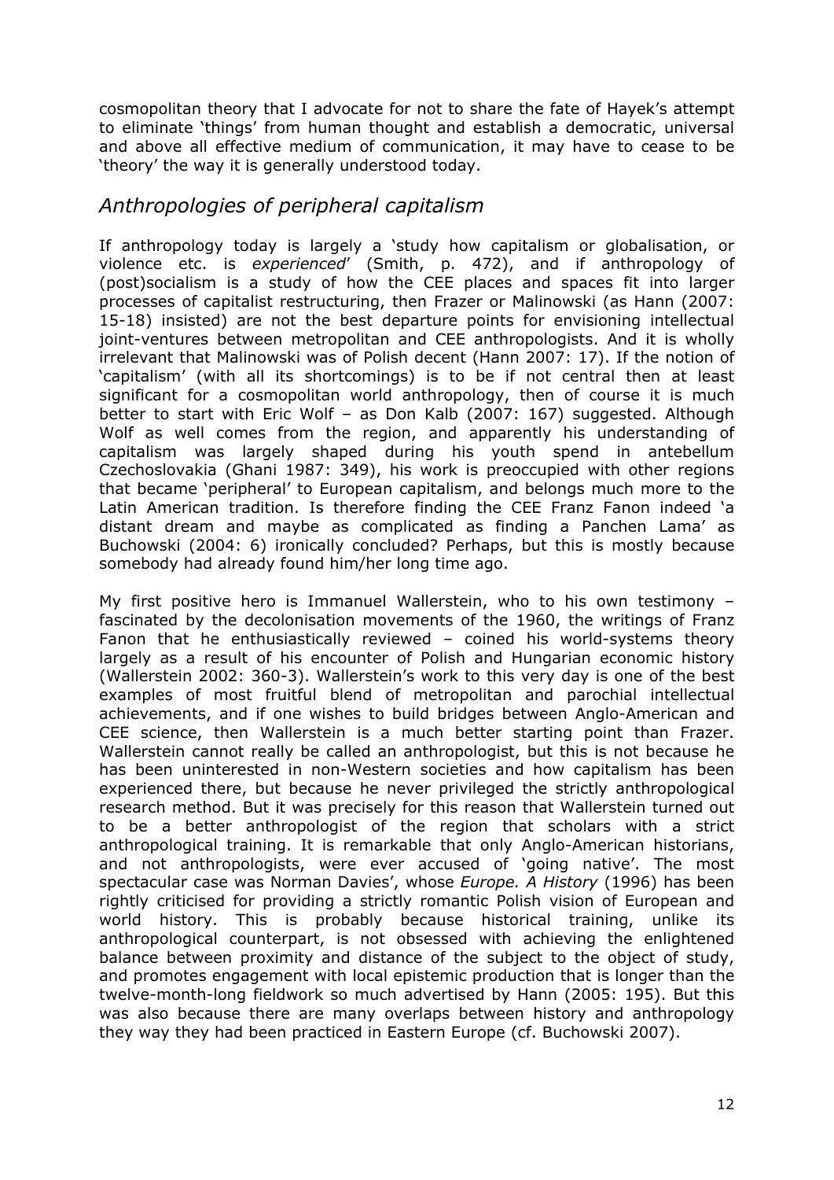cosmopolitan theory that I advocate for not to share the fate of Hayek's attempt to eliminate 'things' from human thought and establish a democratic, universal and above all effective medium of communication, it may have to cease to be 'theory' the way it is generally understood today.

## *Anthropologies of peripheral capitalism*

If anthropology today is largely a 'study how capitalism or globalisation, or violence etc. is *experienced*' (Smith, p. 472), and if anthropology of (post)socialism is a study of how the CEE places and spaces fit into larger processes of capitalist restructuring, then Frazer or Malinowski (as Hann (2007: 15-18) insisted) are not the best departure points for envisioning intellectual joint-ventures between metropolitan and CEE anthropologists. And it is wholly irrelevant that Malinowski was of Polish decent (Hann 2007: 17). If the notion of 'capitalism' (with all its shortcomings) is to be if not central then at least significant for a cosmopolitan world anthropology, then of course it is much better to start with Eric Wolf – as Don Kalb (2007: 167) suggested. Although Wolf as well comes from the region, and apparently his understanding of capitalism was largely shaped during his youth spend in antebellum Czechoslovakia (Ghani 1987: 349), his work is preoccupied with other regions that became 'peripheral' to European capitalism, and belongs much more to the Latin American tradition. Is therefore finding the CEE Franz Fanon indeed 'a distant dream and maybe as complicated as finding a Panchen Lama' as Buchowski (2004: 6) ironically concluded? Perhaps, but this is mostly because somebody had already found him/her long time ago.

My first positive hero is Immanuel Wallerstein, who to his own testimony – fascinated by the decolonisation movements of the 1960, the writings of Franz Fanon that he enthusiastically reviewed – coined his world-systems theory largely as a result of his encounter of Polish and Hungarian economic history (Wallerstein 2002: 360-3). Wallerstein's work to this very day is one of the best examples of most fruitful blend of metropolitan and parochial intellectual achievements, and if one wishes to build bridges between Anglo-American and CEE science, then Wallerstein is a much better starting point than Frazer. Wallerstein cannot really be called an anthropologist, but this is not because he has been uninterested in non-Western societies and how capitalism has been experienced there, but because he never privileged the strictly anthropological research method. But it was precisely for this reason that Wallerstein turned out to be a better anthropologist of the region that scholars with a strict anthropological training. It is remarkable that only Anglo-American historians, and not anthropologists, were ever accused of 'going native'. The most spectacular case was Norman Davies', whose *Europe. A History* (1996) has been rightly criticised for providing a strictly romantic Polish vision of European and world history. This is probably because historical training, unlike its anthropological counterpart, is not obsessed with achieving the enlightened balance between proximity and distance of the subject to the object of study, and promotes engagement with local epistemic production that is longer than the twelve-month-long fieldwork so much advertised by Hann (2005: 195). But this was also because there are many overlaps between history and anthropology they way they had been practiced in Eastern Europe (cf. Buchowski 2007).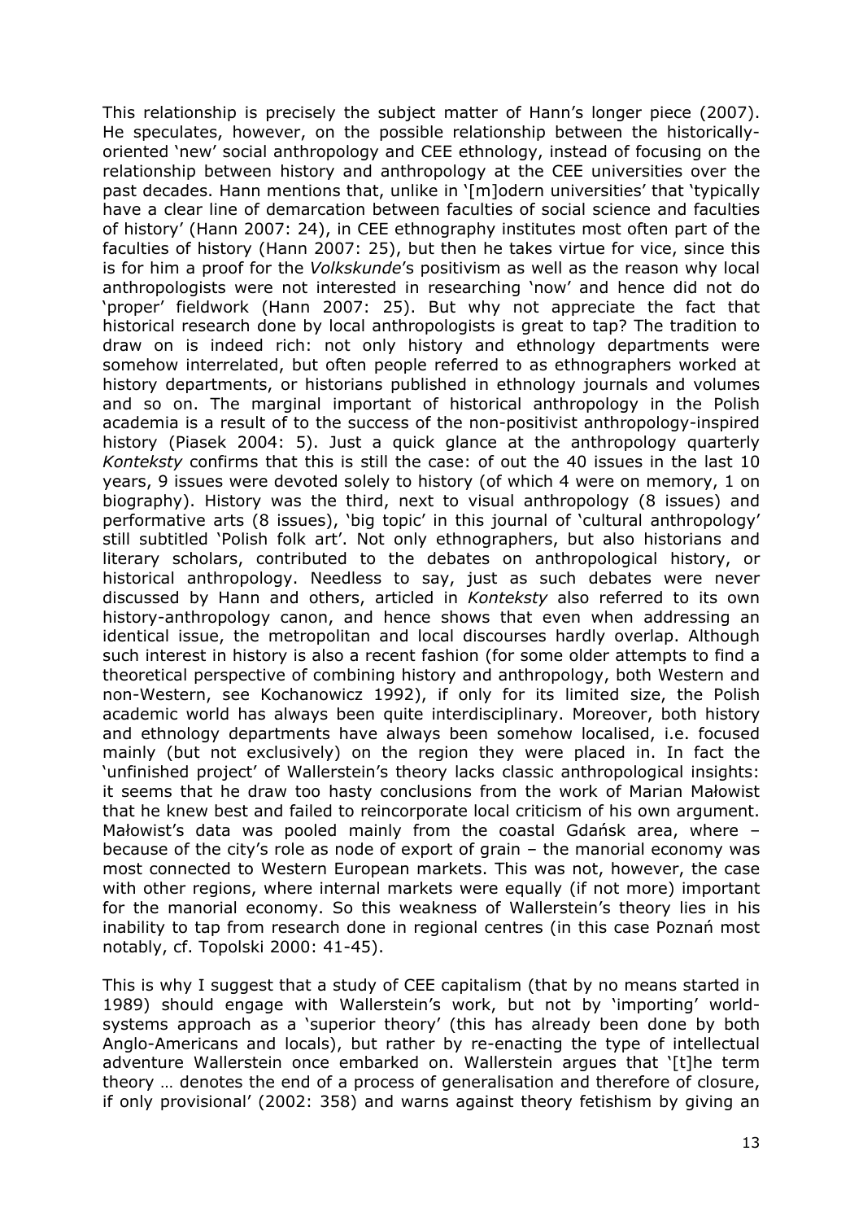This relationship is precisely the subject matter of Hann's longer piece (2007). He speculates, however, on the possible relationship between the historically-oriented 'new' social anthropology and CEE ethnology, instead of focusing on the relationship between history and anthropology at the CEE universities over the past decades. Hann mentions that, unlike in '[m]odern universities' that 'typically have a clear line of demarcation between faculties of social science and faculties of history' (Hann 2007: 24), in CEE ethnography institutes most often part of the faculties of history (Hann 2007: 25), but then he takes virtue for vice, since this is for him a proof for the *Volkskunde*'s positivism as well as the reason why local anthropologists were not interested in researching 'now' and hence did not do 'proper' fieldwork (Hann 2007: 25). But why not appreciate the fact that historical research done by local anthropologists is great to tap? The tradition to draw on is indeed rich: not only history and ethnology departments were somehow interrelated, but often people referred to as ethnographers worked at history departments, or historians published in ethnology journals and volumes and so on. The marginal important of historical anthropology in the Polish academia is a result of to the success of the non-positivist anthropology-inspired history (Piasek 2004: 5). Just a quick glance at the anthropology quarterly *Konteksty* confirms that this is still the case: of out the 40 issues in the last 10 years, 9 issues were devoted solely to history (of which 4 were on memory, 1 on biography). History was the third, next to visual anthropology (8 issues) and performative arts (8 issues), 'big topic' in this journal of 'cultural anthropology' still subtitled 'Polish folk art'. Not only ethnographers, but also historians and literary scholars, contributed to the debates on anthropological history, or historical anthropology. Needless to say, just as such debates were never discussed by Hann and others, articled in *Konteksty* also referred to its own history-anthropology canon, and hence shows that even when addressing an identical issue, the metropolitan and local discourses hardly overlap. Although such interest in history is also a recent fashion (for some older attempts to find a theoretical perspective of combining history and anthropology, both Western and non-Western, see Kochanowicz 1992), if only for its limited size, the Polish academic world has always been quite interdisciplinary. Moreover, both history and ethnology departments have always been somehow localised, i.e. focused mainly (but not exclusively) on the region they were placed in. In fact the 'unfinished project' of Wallerstein's theory lacks classic anthropological insights: it seems that he draw too hasty conclusions from the work of Marian Małowist that he knew best and failed to reincorporate local criticism of his own argument. Małowist's data was pooled mainly from the coastal Gdańsk area, where – because of the city's role as node of export of grain – the manorial economy was most connected to Western European markets. This was not, however, the case with other regions, where internal markets were equally (if not more) important for the manorial economy. So this weakness of Wallerstein's theory lies in his inability to tap from research done in regional centres (in this case Poznań most notably, cf. Topolski 2000: 41-45).

This is why I suggest that a study of CEE capitalism (that by no means started in 1989) should engage with Wallerstein's work, but not by 'importing' world-systems approach as a 'superior theory' (this has already been done by both Anglo-Americans and locals), but rather by re-enacting the type of intellectual adventure Wallerstein once embarked on. Wallerstein argues that '[t]he term theory … denotes the end of a process of generalisation and therefore of closure, if only provisional' (2002: 358) and warns against theory fetishism by giving an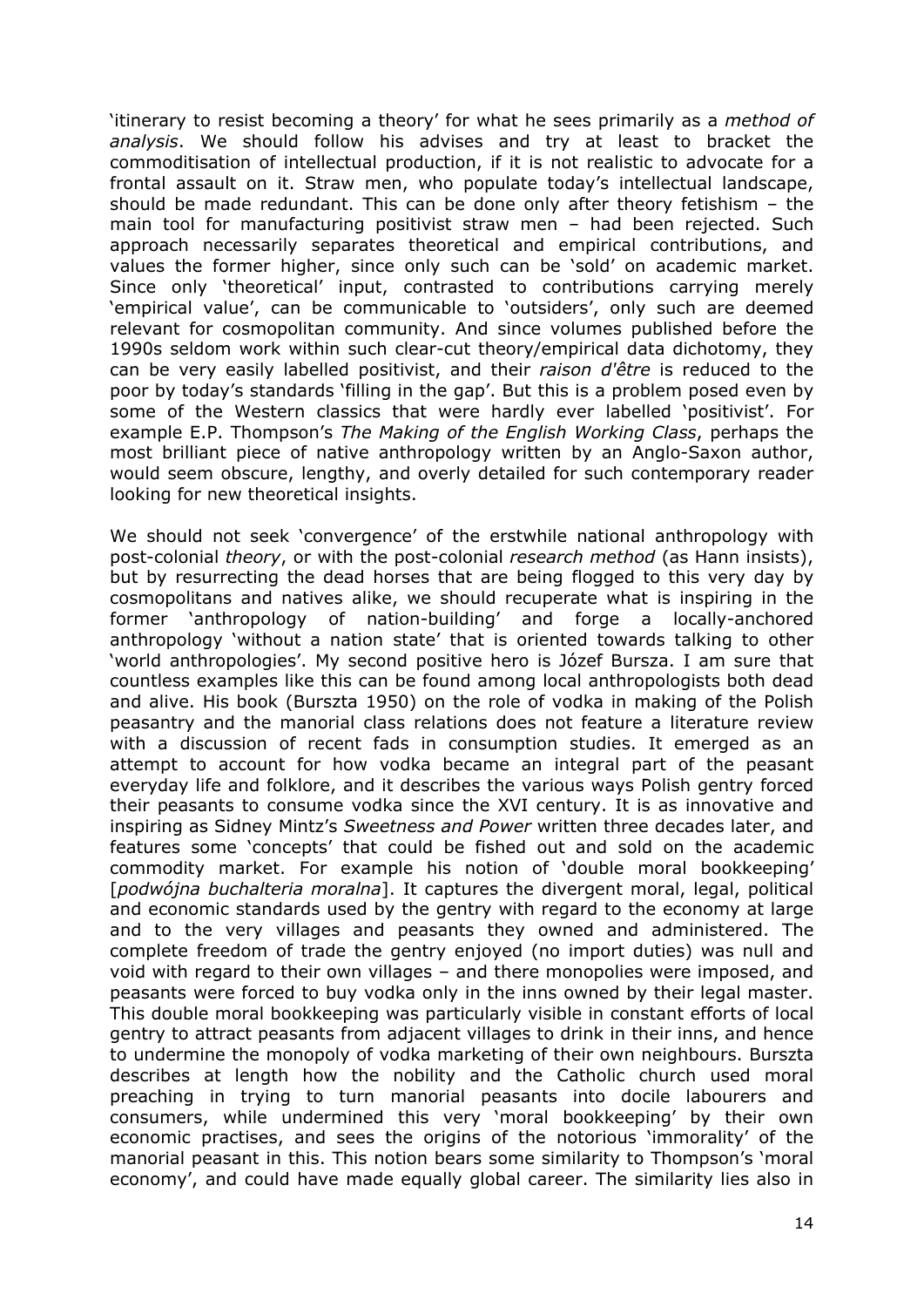'itinerary to resist becoming a theory' for what he sees primarily as a *method of analysis*. We should follow his advises and try at least to bracket the commoditisation of intellectual production, if it is not realistic to advocate for a frontal assault on it. Straw men, who populate today's intellectual landscape, should be made redundant. This can be done only after theory fetishism – the main tool for manufacturing positivist straw men – had been rejected. Such approach necessarily separates theoretical and empirical contributions, and values the former higher, since only such can be 'sold' on academic market. Since only 'theoretical' input, contrasted to contributions carrying merely 'empirical value', can be communicable to 'outsiders', only such are deemed relevant for cosmopolitan community. And since volumes published before the 1990s seldom work within such clear-cut theory/empirical data dichotomy, they can be very easily labelled positivist, and their *raison d'être* is reduced to the poor by today's standards 'filling in the gap'. But this is a problem posed even by some of the Western classics that were hardly ever labelled 'positivist'. For example E.P. Thompson's *The Making of the English Working Class*, perhaps the most brilliant piece of native anthropology written by an Anglo-Saxon author, would seem obscure, lengthy, and overly detailed for such contemporary reader looking for new theoretical insights.

We should not seek 'convergence' of the erstwhile national anthropology with post-colonial *theory*, or with the post-colonial *research method* (as Hann insists), but by resurrecting the dead horses that are being flogged to this very day by cosmopolitans and natives alike, we should recuperate what is inspiring in the former 'anthropology of nation-building' and forge a locally-anchored anthropology 'without a nation state' that is oriented towards talking to other 'world anthropologies'. My second positive hero is Józef Bursza. I am sure that countless examples like this can be found among local anthropologists both dead and alive. His book (Burszta 1950) on the role of vodka in making of the Polish peasantry and the manorial class relations does not feature a literature review with a discussion of recent fads in consumption studies. It emerged as an attempt to account for how vodka became an integral part of the peasant everyday life and folklore, and it describes the various ways Polish gentry forced their peasants to consume vodka since the XVI century. It is as innovative and inspiring as Sidney Mintz's *Sweetness and Power* written three decades later, and features some 'concepts' that could be fished out and sold on the academic commodity market. For example his notion of 'double moral bookkeeping' [*podwójna buchalteria moralna*]. It captures the divergent moral, legal, political and economic standards used by the gentry with regard to the economy at large and to the very villages and peasants they owned and administered. The complete freedom of trade the gentry enjoyed (no import duties) was null and void with regard to their own villages – and there monopolies were imposed, and peasants were forced to buy vodka only in the inns owned by their legal master. This double moral bookkeeping was particularly visible in constant efforts of local gentry to attract peasants from adjacent villages to drink in their inns, and hence to undermine the monopoly of vodka marketing of their own neighbours. Burszta describes at length how the nobility and the Catholic church used moral preaching in trying to turn manorial peasants into docile labourers and consumers, while undermined this very 'moral bookkeeping' by their own economic practises, and sees the origins of the notorious 'immorality' of the manorial peasant in this. This notion bears some similarity to Thompson's 'moral economy', and could have made equally global career. The similarity lies also in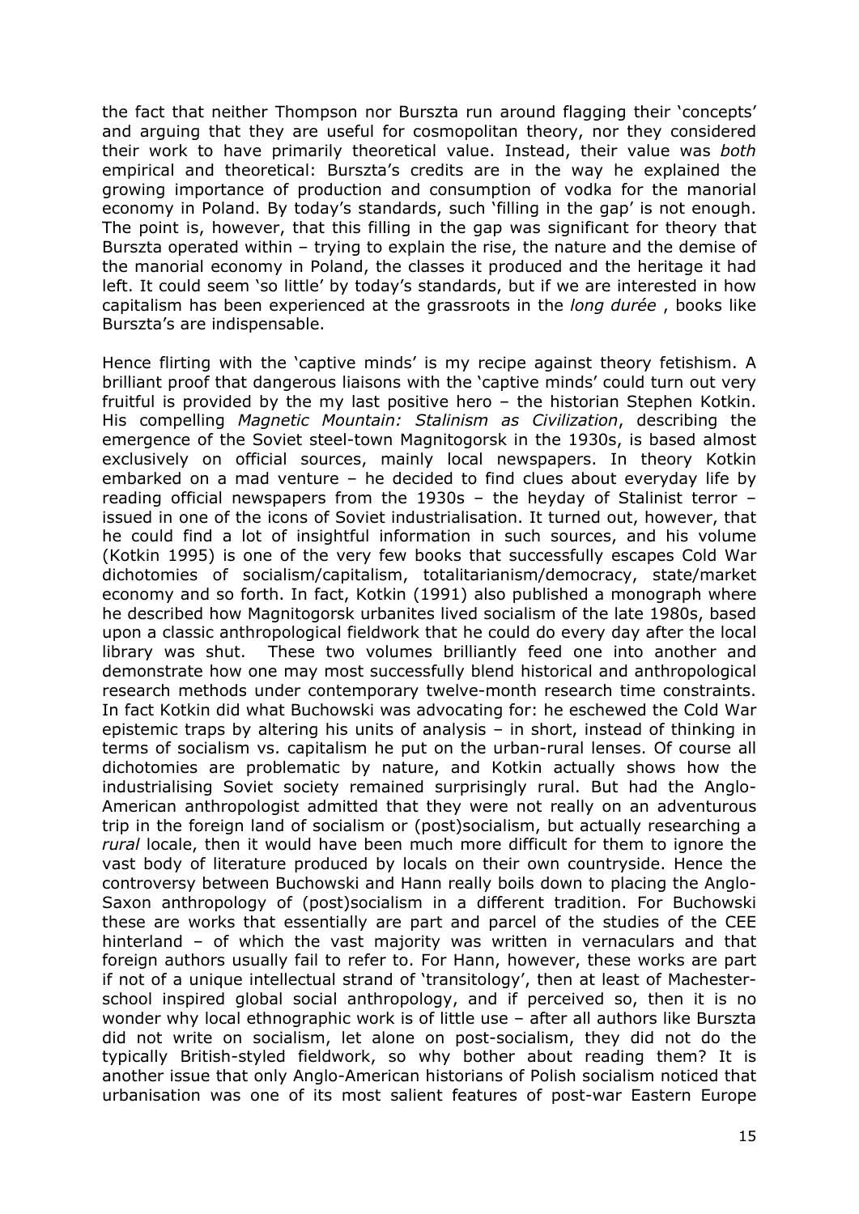the fact that neither Thompson nor Burszta run around flagging their 'concepts' and arguing that they are useful for cosmopolitan theory, nor they considered their work to have primarily theoretical value. Instead, their value was *both* empirical and theoretical: Burszta's credits are in the way he explained the growing importance of production and consumption of vodka for the manorial economy in Poland. By today's standards, such 'filling in the gap' is not enough. The point is, however, that this filling in the gap was significant for theory that Burszta operated within – trying to explain the rise, the nature and the demise of the manorial economy in Poland, the classes it produced and the heritage it had left. It could seem 'so little' by today's standards, but if we are interested in how capitalism has been experienced at the grassroots in the *long durée* , books like Burszta's are indispensable.

Hence flirting with the 'captive minds' is my recipe against theory fetishism. A brilliant proof that dangerous liaisons with the 'captive minds' could turn out very fruitful is provided by the my last positive hero – the historian Stephen Kotkin. His compelling *Magnetic Mountain: Stalinism as Civilization*, describing the emergence of the Soviet steel-town Magnitogorsk in the 1930s, is based almost exclusively on official sources, mainly local newspapers. In theory Kotkin embarked on a mad venture – he decided to find clues about everyday life by reading official newspapers from the 1930s – the heyday of Stalinist terror – issued in one of the icons of Soviet industrialisation. It turned out, however, that he could find a lot of insightful information in such sources, and his volume (Kotkin 1995) is one of the very few books that successfully escapes Cold War dichotomies of socialism/capitalism, totalitarianism/democracy, state/market economy and so forth. In fact, Kotkin (1991) also published a monograph where he described how Magnitogorsk urbanites lived socialism of the late 1980s, based upon a classic anthropological fieldwork that he could do every day after the local library was shut. These two volumes brilliantly feed one into another and demonstrate how one may most successfully blend historical and anthropological research methods under contemporary twelve-month research time constraints. In fact Kotkin did what Buchowski was advocating for: he eschewed the Cold War epistemic traps by altering his units of analysis – in short, instead of thinking in terms of socialism vs. capitalism he put on the urban-rural lenses. Of course all dichotomies are problematic by nature, and Kotkin actually shows how the industrialising Soviet society remained surprisingly rural. But had the Anglo-American anthropologist admitted that they were not really on an adventurous trip in the foreign land of socialism or (post)socialism, but actually researching a *rural* locale, then it would have been much more difficult for them to ignore the vast body of literature produced by locals on their own countryside. Hence the controversy between Buchowski and Hann really boils down to placing the Anglo-Saxon anthropology of (post)socialism in a different tradition. For Buchowski these are works that essentially are part and parcel of the studies of the CEE hinterland – of which the vast majority was written in vernaculars and that foreign authors usually fail to refer to. For Hann, however, these works are part if not of a unique intellectual strand of 'transitology', then at least of Machester-school inspired global social anthropology, and if perceived so, then it is no wonder why local ethnographic work is of little use – after all authors like Burszta did not write on socialism, let alone on post-socialism, they did not do the typically British-styled fieldwork, so why bother about reading them? It is another issue that only Anglo-American historians of Polish socialism noticed that urbanisation was one of its most salient features of post-war Eastern Europe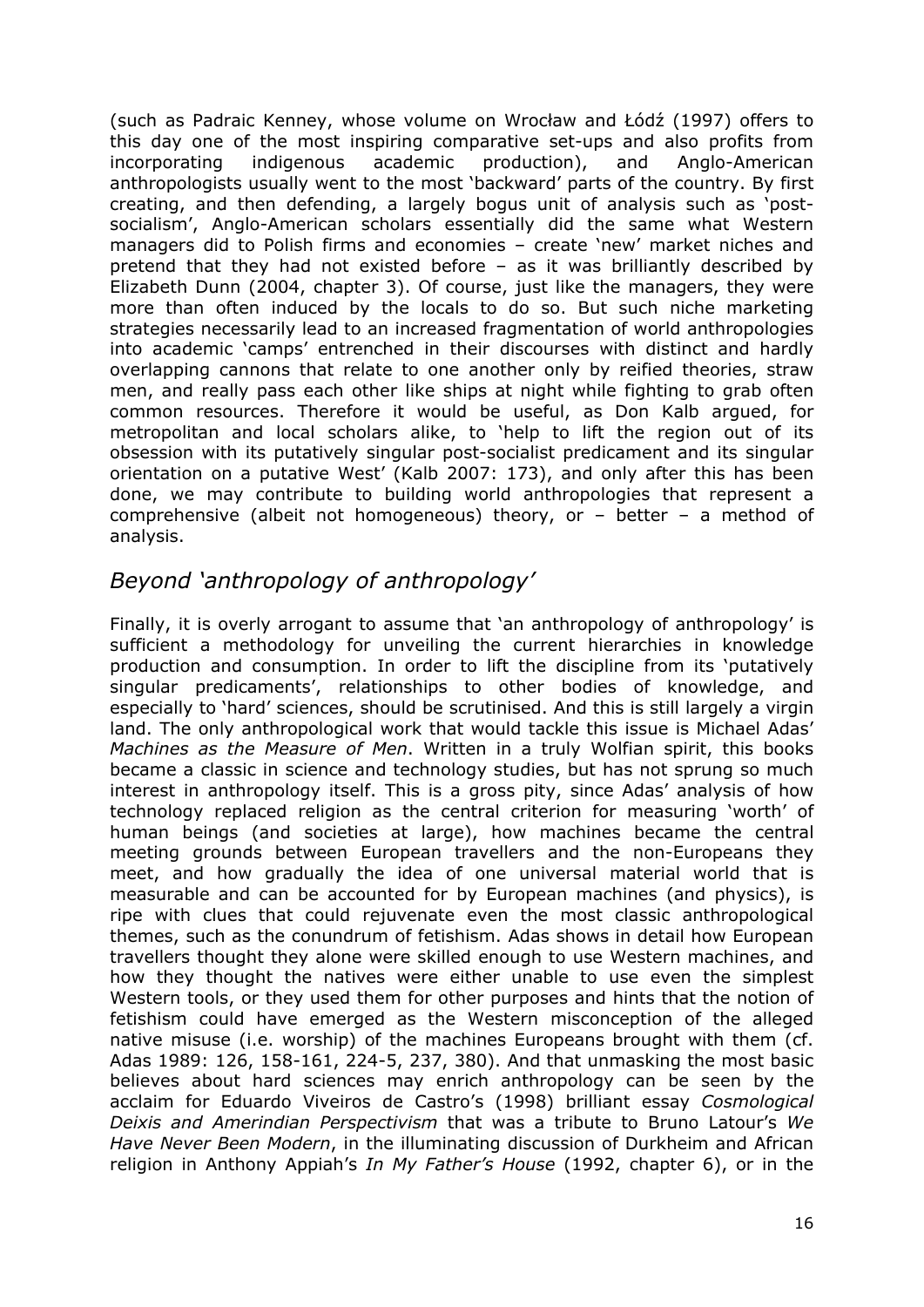(such as Padraic Kenney, whose volume on Wrocław and Łódź (1997) offers to this day one of the most inspiring comparative set-ups and also profits from incorporating indigenous academic production), and Anglo-American anthropologists usually went to the most 'backward' parts of the country. By first creating, and then defending, a largely bogus unit of analysis such as 'post-socialism', Anglo-American scholars essentially did the same what Western managers did to Polish firms and economies – create 'new' market niches and pretend that they had not existed before – as it was brilliantly described by Elizabeth Dunn (2004, chapter 3). Of course, just like the managers, they were more than often induced by the locals to do so. But such niche marketing strategies necessarily lead to an increased fragmentation of world anthropologies into academic 'camps' entrenched in their discourses with distinct and hardly overlapping cannons that relate to one another only by reified theories, straw men, and really pass each other like ships at night while fighting to grab often common resources. Therefore it would be useful, as Don Kalb argued, for metropolitan and local scholars alike, to 'help to lift the region out of its obsession with its putatively singular post-socialist predicament and its singular orientation on a putative West' (Kalb 2007: 173), and only after this has been done, we may contribute to building world anthropologies that represent a comprehensive (albeit not homogeneous) theory, or – better – a method of analysis.

## *Beyond 'anthropology of anthropology'*

Finally, it is overly arrogant to assume that 'an anthropology of anthropology' is sufficient a methodology for unveiling the current hierarchies in knowledge production and consumption. In order to lift the discipline from its 'putatively singular predicaments', relationships to other bodies of knowledge, and especially to 'hard' sciences, should be scrutinised. And this is still largely a virgin land. The only anthropological work that would tackle this issue is Michael Adas' *Machines as the Measure of Men*. Written in a truly Wolfian spirit, this books became a classic in science and technology studies, but has not sprung so much interest in anthropology itself. This is a gross pity, since Adas' analysis of how technology replaced religion as the central criterion for measuring 'worth' of human beings (and societies at large), how machines became the central meeting grounds between European travellers and the non-Europeans they meet, and how gradually the idea of one universal material world that is measurable and can be accounted for by European machines (and physics), is ripe with clues that could rejuvenate even the most classic anthropological themes, such as the conundrum of fetishism. Adas shows in detail how European travellers thought they alone were skilled enough to use Western machines, and how they thought the natives were either unable to use even the simplest Western tools, or they used them for other purposes and hints that the notion of fetishism could have emerged as the Western misconception of the alleged native misuse (i.e. worship) of the machines Europeans brought with them (cf. Adas 1989: 126, 158-161, 224-5, 237, 380). And that unmasking the most basic believes about hard sciences may enrich anthropology can be seen by the acclaim for Eduardo Viveiros de Castro's (1998) brilliant essay *Cosmological Deixis and Amerindian Perspectivism* that was a tribute to Bruno Latour's *We Have Never Been Modern*, in the illuminating discussion of Durkheim and African religion in Anthony Appiah's *In My Father's House* (1992, chapter 6), or in the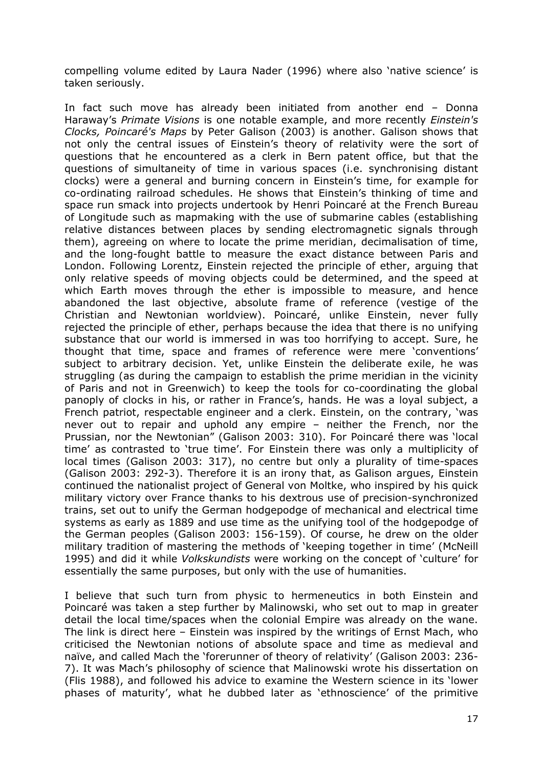compelling volume edited by Laura Nader (1996) where also 'native science' is taken seriously.

In fact such move has already been initiated from another end – Donna Haraway's *Primate Visions* is one notable example, and more recently *Einstein's Clocks, Poincaré's Maps* by Peter Galison (2003) is another. Galison shows that not only the central issues of Einstein's theory of relativity were the sort of questions that he encountered as a clerk in Bern patent office, but that the questions of simultaneity of time in various spaces (i.e. synchronising distant clocks) were a general and burning concern in Einstein's time, for example for co-ordinating railroad schedules. He shows that Einstein's thinking of time and space run smack into projects undertook by Henri Poincaré at the French Bureau of Longitude such as mapmaking with the use of submarine cables (establishing relative distances between places by sending electromagnetic signals through them), agreeing on where to locate the prime meridian, decimalisation of time, and the long-fought battle to measure the exact distance between Paris and London. Following Lorentz, Einstein rejected the principle of ether, arguing that only relative speeds of moving objects could be determined, and the speed at which Earth moves through the ether is impossible to measure, and hence abandoned the last objective, absolute frame of reference (vestige of the Christian and Newtonian worldview). Poincaré, unlike Einstein, never fully rejected the principle of ether, perhaps because the idea that there is no unifying substance that our world is immersed in was too horrifying to accept. Sure, he thought that time, space and frames of reference were mere 'conventions' subject to arbitrary decision. Yet, unlike Einstein the deliberate exile, he was struggling (as during the campaign to establish the prime meridian in the vicinity of Paris and not in Greenwich) to keep the tools for co-coordinating the global panoply of clocks in his, or rather in France's, hands. He was a loyal subject, a French patriot, respectable engineer and a clerk. Einstein, on the contrary, 'was never out to repair and uphold any empire – neither the French, nor the Prussian, nor the Newtonian" (Galison 2003: 310). For Poincaré there was 'local time' as contrasted to 'true time'. For Einstein there was only a multiplicity of local times (Galison 2003: 317), no centre but only a plurality of time-spaces (Galison 2003: 292-3). Therefore it is an irony that, as Galison argues, Einstein continued the nationalist project of General von Moltke, who inspired by his quick military victory over France thanks to his dextrous use of precision-synchronized trains, set out to unify the German hodgepodge of mechanical and electrical time systems as early as 1889 and use time as the unifying tool of the hodgepodge of the German peoples (Galison 2003: 156-159). Of course, he drew on the older military tradition of mastering the methods of 'keeping together in time' (McNeill 1995) and did it while *Volkskundists* were working on the concept of 'culture' for essentially the same purposes, but only with the use of humanities.

I believe that such turn from physic to hermeneutics in both Einstein and Poincaré was taken a step further by Malinowski, who set out to map in greater detail the local time/spaces when the colonial Empire was already on the wane. The link is direct here – Einstein was inspired by the writings of Ernst Mach, who criticised the Newtonian notions of absolute space and time as medieval and naïve, and called Mach the 'forerunner of theory of relativity' (Galison 2003: 236-7). It was Mach's philosophy of science that Malinowski wrote his dissertation on (Flis 1988), and followed his advice to examine the Western science in its 'lower phases of maturity', what he dubbed later as 'ethnoscience' of the primitive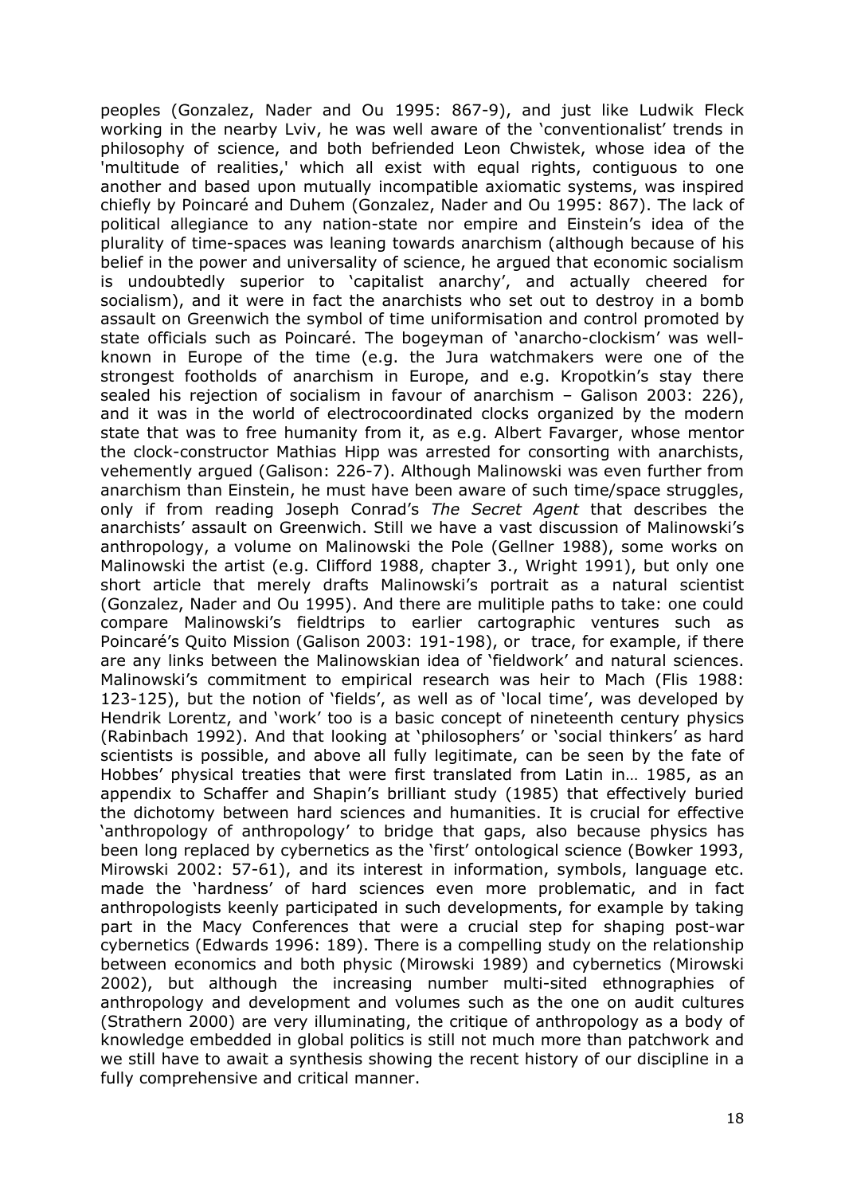peoples (Gonzalez, Nader and Ou 1995: 867-9), and just like Ludwik Fleck working in the nearby Lviv, he was well aware of the 'conventionalist' trends in philosophy of science, and both befriended Leon Chwistek, whose idea of the 'multitude of realities,' which all exist with equal rights, contiguous to one another and based upon mutually incompatible axiomatic systems, was inspired chiefly by Poincaré and Duhem (Gonzalez, Nader and Ou 1995: 867). The lack of political allegiance to any nation-state nor empire and Einstein's idea of the plurality of time-spaces was leaning towards anarchism (although because of his belief in the power and universality of science, he argued that economic socialism is undoubtedly superior to 'capitalist anarchy', and actually cheered for socialism), and it were in fact the anarchists who set out to destroy in a bomb assault on Greenwich the symbol of time uniformisation and control promoted by state officials such as Poincaré. The bogeyman of 'anarcho-clockism' was well-known in Europe of the time (e.g. the Jura watchmakers were one of the strongest footholds of anarchism in Europe, and e.g. Kropotkin's stay there sealed his rejection of socialism in favour of anarchism – Galison 2003: 226), and it was in the world of electrocoordinated clocks organized by the modern state that was to free humanity from it, as e.g. Albert Favarger, whose mentor the clock-constructor Mathias Hipp was arrested for consorting with anarchists, vehemently argued (Galison: 226-7). Although Malinowski was even further from anarchism than Einstein, he must have been aware of such time/space struggles, only if from reading Joseph Conrad's *The Secret Agent* that describes the anarchists' assault on Greenwich. Still we have a vast discussion of Malinowski's anthropology, a volume on Malinowski the Pole (Gellner 1988), some works on Malinowski the artist (e.g. Clifford 1988, chapter 3., Wright 1991), but only one short article that merely drafts Malinowski's portrait as a natural scientist (Gonzalez, Nader and Ou 1995). And there are mulitiple paths to take: one could compare Malinowski's fieldtrips to earlier cartographic ventures such as Poincaré's Quito Mission (Galison 2003: 191-198), or trace, for example, if there are any links between the Malinowskian idea of 'fieldwork' and natural sciences. Malinowski's commitment to empirical research was heir to Mach (Flis 1988: 123-125), but the notion of 'fields', as well as of 'local time', was developed by Hendrik Lorentz, and 'work' too is a basic concept of nineteenth century physics (Rabinbach 1992). And that looking at 'philosophers' or 'social thinkers' as hard scientists is possible, and above all fully legitimate, can be seen by the fate of Hobbes' physical treaties that were first translated from Latin in… 1985, as an appendix to Schaffer and Shapin's brilliant study (1985) that effectively buried the dichotomy between hard sciences and humanities. It is crucial for effective 'anthropology of anthropology' to bridge that gaps, also because physics has been long replaced by cybernetics as the 'first' ontological science (Bowker 1993, Mirowski 2002: 57-61), and its interest in information, symbols, language etc. made the 'hardness' of hard sciences even more problematic, and in fact anthropologists keenly participated in such developments, for example by taking part in the Macy Conferences that were a crucial step for shaping post-war cybernetics (Edwards 1996: 189). There is a compelling study on the relationship between economics and both physic (Mirowski 1989) and cybernetics (Mirowski 2002), but although the increasing number multi-sited ethnographies of anthropology and development and volumes such as the one on audit cultures (Strathern 2000) are very illuminating, the critique of anthropology as a body of knowledge embedded in global politics is still not much more than patchwork and we still have to await a synthesis showing the recent history of our discipline in a fully comprehensive and critical manner.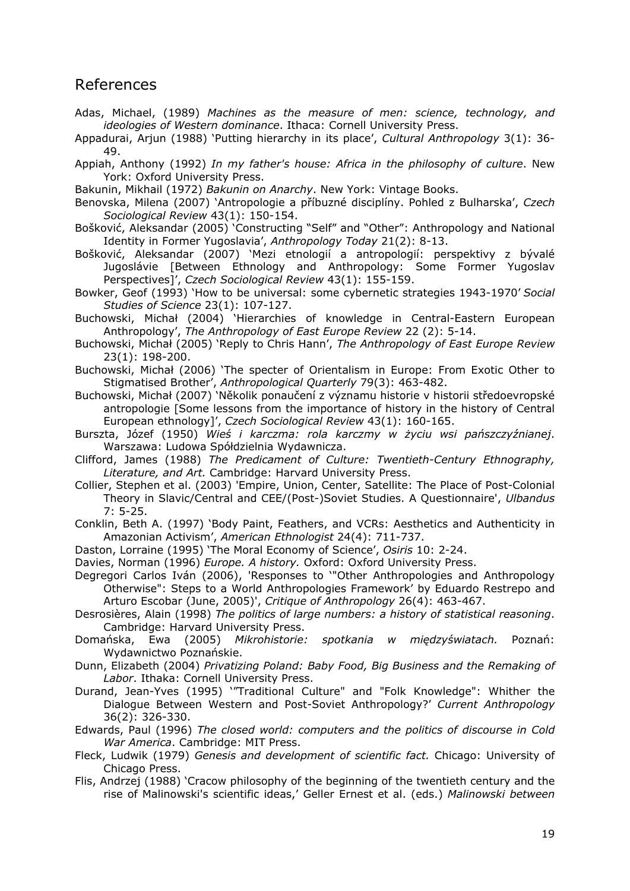# References

Adas, Michael, (1989) *Machines as the measure of men: science, technology, and ideologies of Western dominance*. Ithaca: Cornell University Press.

Appadurai, Arjun (1988) 'Putting hierarchy in its place', *Cultural Anthropology* 3(1): 36-49.

Appiah, Anthony (1992) *In my father's house: Africa in the philosophy of culture*. New York: Oxford University Press.

Bakunin, Mikhail (1972) *Bakunin on Anarchy*. New York: Vintage Books.

Benovska, Milena (2007) 'Antropologie a příbuzné disciplíny. Pohled z Bulharska', *Czech Sociological Review* 43(1): 150-154.

Bošković, Aleksandar (2005) 'Constructing "Self" and "Other": Anthropology and National Identity in Former Yugoslavia', *Anthropology Today* 21(2): 8-13.

Bošković, Aleksandar (2007) 'Mezi etnologií a antropologií: perspektivy z bývalé Jugoslávie [Between Ethnology and Anthropology: Some Former Yugoslav Perspectives]', *Czech Sociological Review* 43(1): 155-159.

Bowker, Geof (1993) 'How to be universal: some cybernetic strategies 1943-1970' *Social Studies of Science* 23(1): 107-127.

Buchowski, Michał (2004) 'Hierarchies of knowledge in Central-Eastern European Anthropology', *The Anthropology of East Europe Review* 22 (2): 5-14.

Buchowski, Michał (2005) 'Reply to Chris Hann', *The Anthropology of East Europe Review* 23(1): 198-200.

Buchowski, Michał (2006) 'The specter of Orientalism in Europe: From Exotic Other to Stigmatised Brother', *Anthropological Quarterly* 79(3): 463-482.

Buchowski, Michał (2007) 'Několik ponaučení z významu historie v historii středoevropské antropologie [Some lessons from the importance of history in the history of Central European ethnology]', *Czech Sociological Review* 43(1): 160-165.

Burszta, Józef (1950) *Wieś i karczma: rola karczmy w życiu wsi pańszczyźnianej*. Warszawa: Ludowa Spółdzielnia Wydawnicza.

Clifford, James (1988) *The Predicament of Culture: Twentieth-Century Ethnography, Literature, and Art.* Cambridge: Harvard University Press.

Collier, Stephen et al. (2003) 'Empire, Union, Center, Satellite: The Place of Post-Colonial Theory in Slavic/Central and CEE/(Post-)Soviet Studies. A Questionnaire', *Ulbandus* 7: 5-25.

Conklin, Beth A. (1997) 'Body Paint, Feathers, and VCRs: Aesthetics and Authenticity in Amazonian Activism', *American Ethnologist* 24(4): 711-737.

Daston, Lorraine (1995) 'The Moral Economy of Science', *Osiris* 10: 2-24.

Davies, Norman (1996) *Europe. A history.* Oxford: Oxford University Press.

Degregori Carlos Iván (2006), 'Responses to '"Other Anthropologies and Anthropology Otherwise": Steps to a World Anthropologies Framework' by Eduardo Restrepo and Arturo Escobar (June, 2005)', *Critique of Anthropology* 26(4): 463-467.

Desrosières, Alain (1998) *The politics of large numbers: a history of statistical reasoning*. Cambridge: Harvard University Press.

Domańska, Ewa (2005) *Mikrohistorie: spotkania w międzyświatach.* Poznań: Wydawnictwo Poznańskie.

Dunn, Elizabeth (2004) *Privatizing Poland: Baby Food, Big Business and the Remaking of Labor*. Ithaka: Cornell University Press.

Durand, Jean-Yves (1995) '"Traditional Culture" and "Folk Knowledge": Whither the Dialogue Between Western and Post-Soviet Anthropology?' *Current Anthropology* 36(2): 326-330.

Edwards, Paul (1996) *The closed world: computers and the politics of discourse in Cold War America*. Cambridge: MIT Press.

Fleck, Ludwik (1979) *Genesis and development of scientific fact.* Chicago: University of Chicago Press.

Flis, Andrzej (1988) 'Cracow philosophy of the beginning of the twentieth century and the rise of Malinowski's scientific ideas,' Geller Ernest et al. (eds.) *Malinowski between*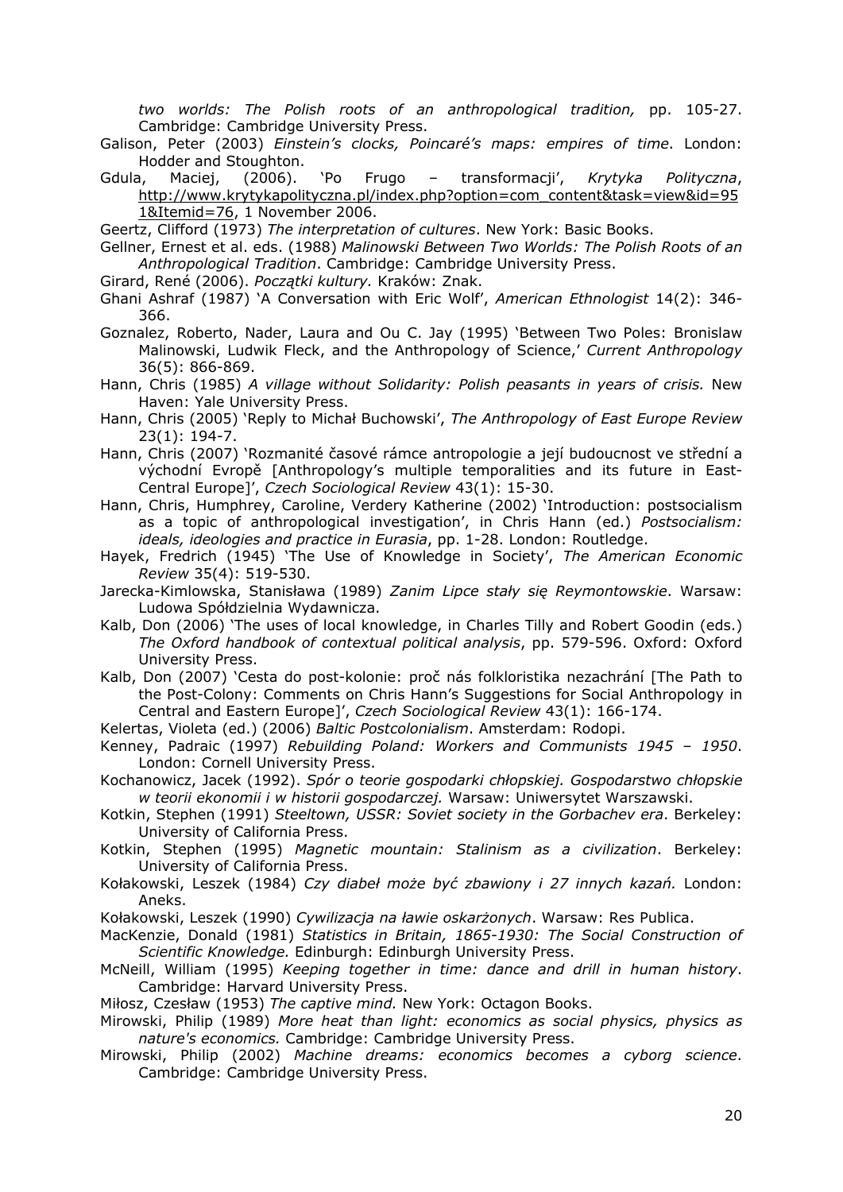*two worlds: The Polish roots of an anthropological tradition,* pp. 105-27. Cambridge: Cambridge University Press.

Galison, Peter (2003) *Einstein's clocks, Poincaré's maps: empires of time*. London: Hodder and Stoughton.

Gdula, Maciej, (2006). 'Po Frugo – transformacji', *Krytyka Polityczna*, http://www.krytykapolityczna.pl/index.php?option=com_content&task=view&id=951&Itemid=76, 1 November 2006.

Geertz, Clifford (1973) *The interpretation of cultures*. New York: Basic Books.

Gellner, Ernest et al. eds. (1988) *Malinowski Between Two Worlds: The Polish Roots of an Anthropological Tradition*. Cambridge: Cambridge University Press.

Girard, René (2006). *Początki kultury.* Kraków: Znak.

Ghani Ashraf (1987) 'A Conversation with Eric Wolf', *American Ethnologist* 14(2): 346-366.

Goznalez, Roberto, Nader, Laura and Ou C. Jay (1995) 'Between Two Poles: Bronislaw Malinowski, Ludwik Fleck, and the Anthropology of Science,' *Current Anthropology* 36(5): 866-869.

Hann, Chris (1985) *A village without Solidarity: Polish peasants in years of crisis.* New Haven: Yale University Press.

Hann, Chris (2005) 'Reply to Michał Buchowski', *The Anthropology of East Europe Review* 23(1): 194-7.

Hann, Chris (2007) 'Rozmanité časové rámce antropologie a její budoucnost ve střední a východní Evropě [Anthropology's multiple temporalities and its future in East-Central Europe]', *Czech Sociological Review* 43(1): 15-30.

Hann, Chris, Humphrey, Caroline, Verdery Katherine (2002) 'Introduction: postsocialism as a topic of anthropological investigation', in Chris Hann (ed.) *Postsocialism: ideals, ideologies and practice in Eurasia*, pp. 1-28. London: Routledge.

Hayek, Fredrich (1945) 'The Use of Knowledge in Society', *The American Economic Review* 35(4): 519-530.

Jarecka-Kimlowska, Stanisława (1989) *Zanim Lipce stały się Reymontowskie*. Warsaw: Ludowa Spółdzielnia Wydawnicza.

Kalb, Don (2006) 'The uses of local knowledge, in Charles Tilly and Robert Goodin (eds.) *The Oxford handbook of contextual political analysis*, pp. 579-596. Oxford: Oxford University Press.

Kalb, Don (2007) 'Cesta do post-kolonie: proč nás folkloristika nezachrání [The Path to the Post-Colony: Comments on Chris Hann's Suggestions for Social Anthropology in Central and Eastern Europe]', *Czech Sociological Review* 43(1): 166-174.

Kelertas, Violeta (ed.) (2006) *Baltic Postcolonialism*. Amsterdam: Rodopi.

Kenney, Padraic (1997) *Rebuilding Poland: Workers and Communists 1945 – 1950*. London: Cornell University Press.

Kochanowicz, Jacek (1992). *Spór o teorie gospodarki chłopskiej. Gospodarstwo chłopskie w teorii ekonomii i w historii gospodarczej.* Warsaw: Uniwersytet Warszawski.

Kotkin, Stephen (1991) *Steeltown, USSR: Soviet society in the Gorbachev era*. Berkeley: University of California Press.

Kotkin, Stephen (1995) *Magnetic mountain: Stalinism as a civilization*. Berkeley: University of California Press.

Kołakowski, Leszek (1984) *Czy diabeł może być zbawiony i 27 innych kazań.* London: Aneks.

Kołakowski, Leszek (1990) *Cywilizacja na ławie oskarżonych*. Warsaw: Res Publica.

MacKenzie, Donald (1981) *Statistics in Britain, 1865-1930: The Social Construction of Scientific Knowledge.* Edinburgh: Edinburgh University Press.

McNeill, William (1995) *Keeping together in time: dance and drill in human history*. Cambridge: Harvard University Press.

Miłosz, Czesław (1953) *The captive mind.* New York: Octagon Books.

Mirowski, Philip (1989) *More heat than light: economics as social physics, physics as nature's economics.* Cambridge: Cambridge University Press.

Mirowski, Philip (2002) *Machine dreams: economics becomes a cyborg science*. Cambridge: Cambridge University Press.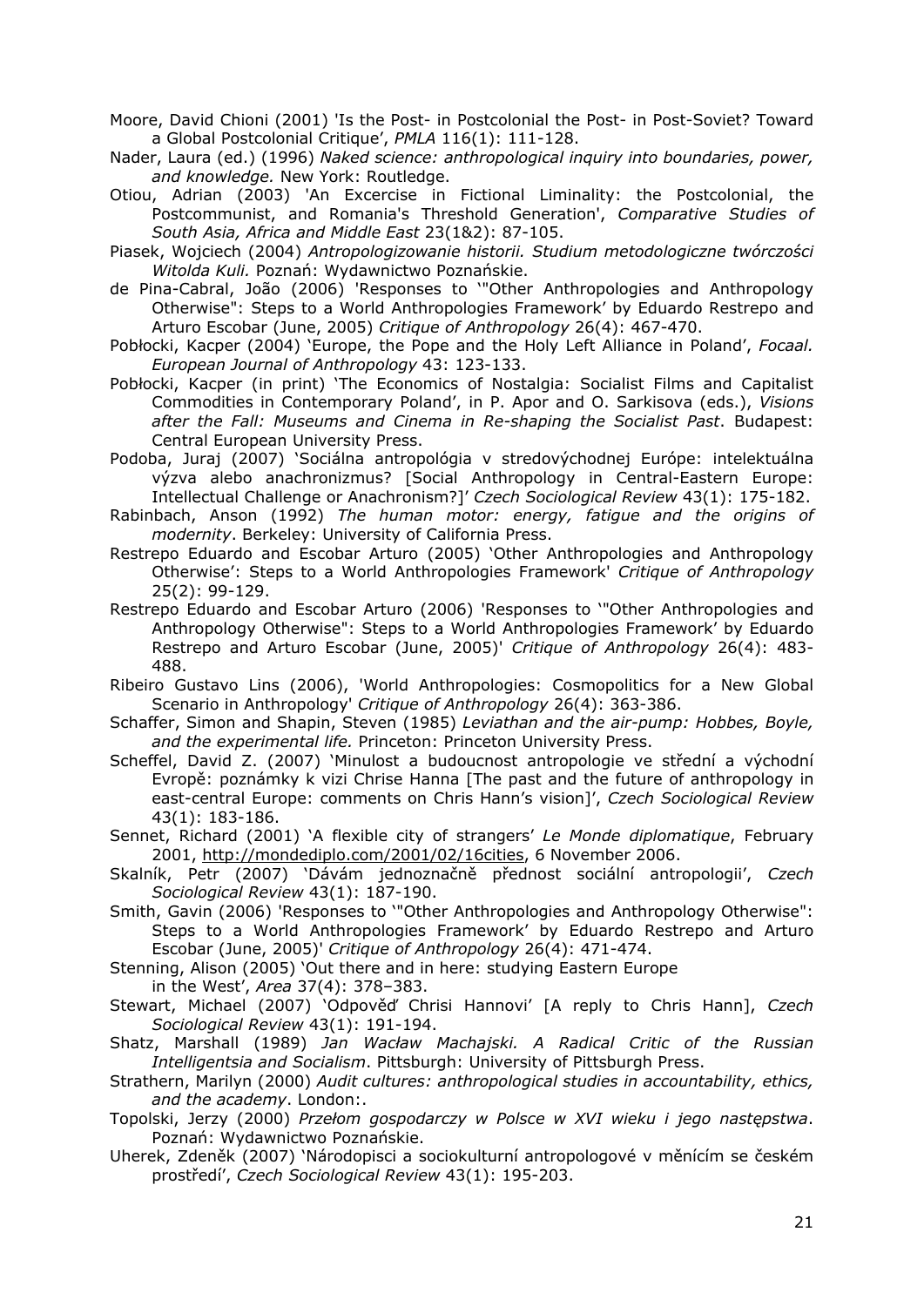Moore, David Chioni (2001) 'Is the Post- in Postcolonial the Post- in Post-Soviet? Toward a Global Postcolonial Critique', *PMLA* 116(1): 111-128.

Nader, Laura (ed.) (1996) *Naked science: anthropological inquiry into boundaries, power, and knowledge.* New York: Routledge.

Otiou, Adrian (2003) 'An Excercise in Fictional Liminality: the Postcolonial, the Postcommunist, and Romania's Threshold Generation', *Comparative Studies of South Asia, Africa and Middle East* 23(1&2): 87-105.

Piasek, Wojciech (2004) *Antropologizowanie historii. Studium metodologiczne twórczości Witolda Kuli.* Poznań: Wydawnictwo Poznańskie.

de Pina-Cabral, João (2006) 'Responses to '"Other Anthropologies and Anthropology Otherwise": Steps to a World Anthropologies Framework' by Eduardo Restrepo and Arturo Escobar (June, 2005) *Critique of Anthropology* 26(4): 467-470.

Pobłocki, Kacper (2004) 'Europe, the Pope and the Holy Left Alliance in Poland', *Focaal. European Journal of Anthropology* 43: 123-133.

Pobłocki, Kacper (in print) 'The Economics of Nostalgia: Socialist Films and Capitalist Commodities in Contemporary Poland', in P. Apor and O. Sarkisova (eds.), *Visions after the Fall: Museums and Cinema in Re-shaping the Socialist Past*. Budapest: Central European University Press.

Podoba, Juraj (2007) 'Sociálna antropológia v stredovýchodnej Európe: intelektuálna výzva alebo anachronizmus? [Social Anthropology in Central-Eastern Europe: Intellectual Challenge or Anachronism?]' *Czech Sociological Review* 43(1): 175-182.

Rabinbach, Anson (1992) *The human motor: energy, fatigue and the origins of modernity*. Berkeley: University of California Press.

Restrepo Eduardo and Escobar Arturo (2005) 'Other Anthropologies and Anthropology Otherwise': Steps to a World Anthropologies Framework' *Critique of Anthropology* 25(2): 99-129.

Restrepo Eduardo and Escobar Arturo (2006) 'Responses to '"Other Anthropologies and Anthropology Otherwise": Steps to a World Anthropologies Framework' by Eduardo Restrepo and Arturo Escobar (June, 2005)' *Critique of Anthropology* 26(4): 483-488.

Ribeiro Gustavo Lins (2006), 'World Anthropologies: Cosmopolitics for a New Global Scenario in Anthropology' *Critique of Anthropology* 26(4): 363-386.

Schaffer, Simon and Shapin, Steven (1985) *Leviathan and the air-pump: Hobbes, Boyle, and the experimental life.* Princeton: Princeton University Press.

Scheffel, David Z. (2007) 'Minulost a budoucnost antropologie ve střední a východní Evropě: poznámky k vizi Chrise Hanna [The past and the future of anthropology in east-central Europe: comments on Chris Hann's vision]', *Czech Sociological Review* 43(1): 183-186.

Sennet, Richard (2001) 'A flexible city of strangers' *Le Monde diplomatique*, February 2001, http://mondediplo.com/2001/02/16cities, 6 November 2006.

Skalník, Petr (2007) 'Dávám jednoznačně přednost sociální antropologii', *Czech Sociological Review* 43(1): 187-190.

Smith, Gavin (2006) 'Responses to '"Other Anthropologies and Anthropology Otherwise": Steps to a World Anthropologies Framework' by Eduardo Restrepo and Arturo Escobar (June, 2005)' *Critique of Anthropology* 26(4): 471-474.

Stenning, Alison (2005) 'Out there and in here: studying Eastern Europe in the West', *Area* 37(4): 378–383.

Stewart, Michael (2007) 'Odpověď Chrisi Hannovi' [A reply to Chris Hann], *Czech Sociological Review* 43(1): 191-194.

Shatz, Marshall (1989) *Jan Wacław Machajski. A Radical Critic of the Russian Intelligentsia and Socialism*. Pittsburgh: University of Pittsburgh Press.

Strathern, Marilyn (2000) *Audit cultures: anthropological studies in accountability, ethics, and the academy*. London:.

Topolski, Jerzy (2000) *Przełom gospodarczy w Polsce w XVI wieku i jego następstwa*. Poznań: Wydawnictwo Poznańskie.

Uherek, Zdeněk (2007) 'Národopisci a sociokulturní antropologové v měnícím se českém prostředí', *Czech Sociological Review* 43(1): 195-203.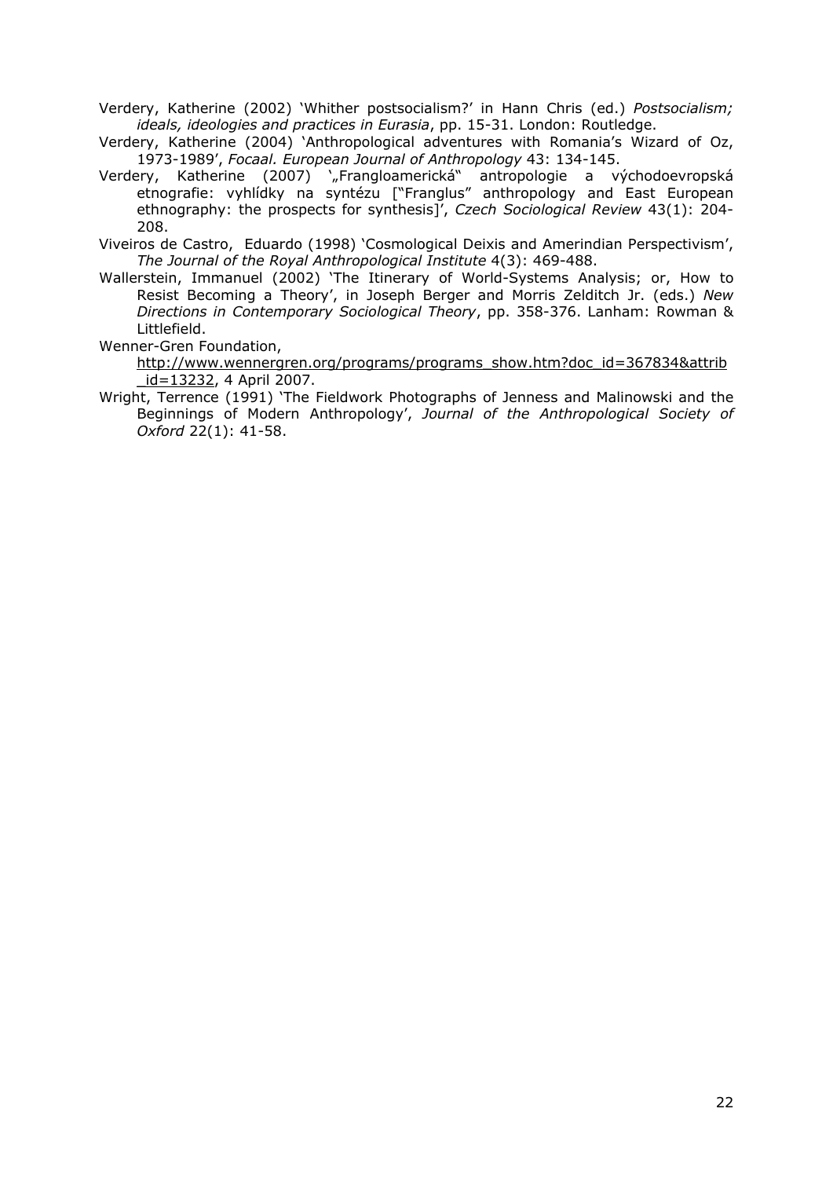Verdery, Katherine (2002) 'Whither postsocialism?' in Hann Chris (ed.) *Postsocialism; ideals, ideologies and practices in Eurasia*, pp. 15-31. London: Routledge.

Verdery, Katherine (2004) 'Anthropological adventures with Romania's Wizard of Oz, 1973-1989', *Focaal. European Journal of Anthropology* 43: 134-145.

Verdery, Katherine (2007) '„Frangloamerická" antropologie a východoevropská etnografie: vyhlídky na syntézu ["Franglus" anthropology and East European ethnography: the prospects for synthesis]', *Czech Sociological Review* 43(1): 204-208.

Viveiros de Castro, Eduardo (1998) 'Cosmological Deixis and Amerindian Perspectivism', *The Journal of the Royal Anthropological Institute* 4(3): 469-488.

Wallerstein, Immanuel (2002) 'The Itinerary of World-Systems Analysis; or, How to Resist Becoming a Theory', in Joseph Berger and Morris Zelditch Jr. (eds.) *New Directions in Contemporary Sociological Theory*, pp. 358-376. Lanham: Rowman & Littlefield.

Wenner-Gren Foundation, http://www.wennergren.org/programs/programs_show.htm?doc_id=367834&attrib_id=13232, 4 April 2007.

Wright, Terrence (1991) 'The Fieldwork Photographs of Jenness and Malinowski and the Beginnings of Modern Anthropology', *Journal of the Anthropological Society of Oxford* 22(1): 41-58.